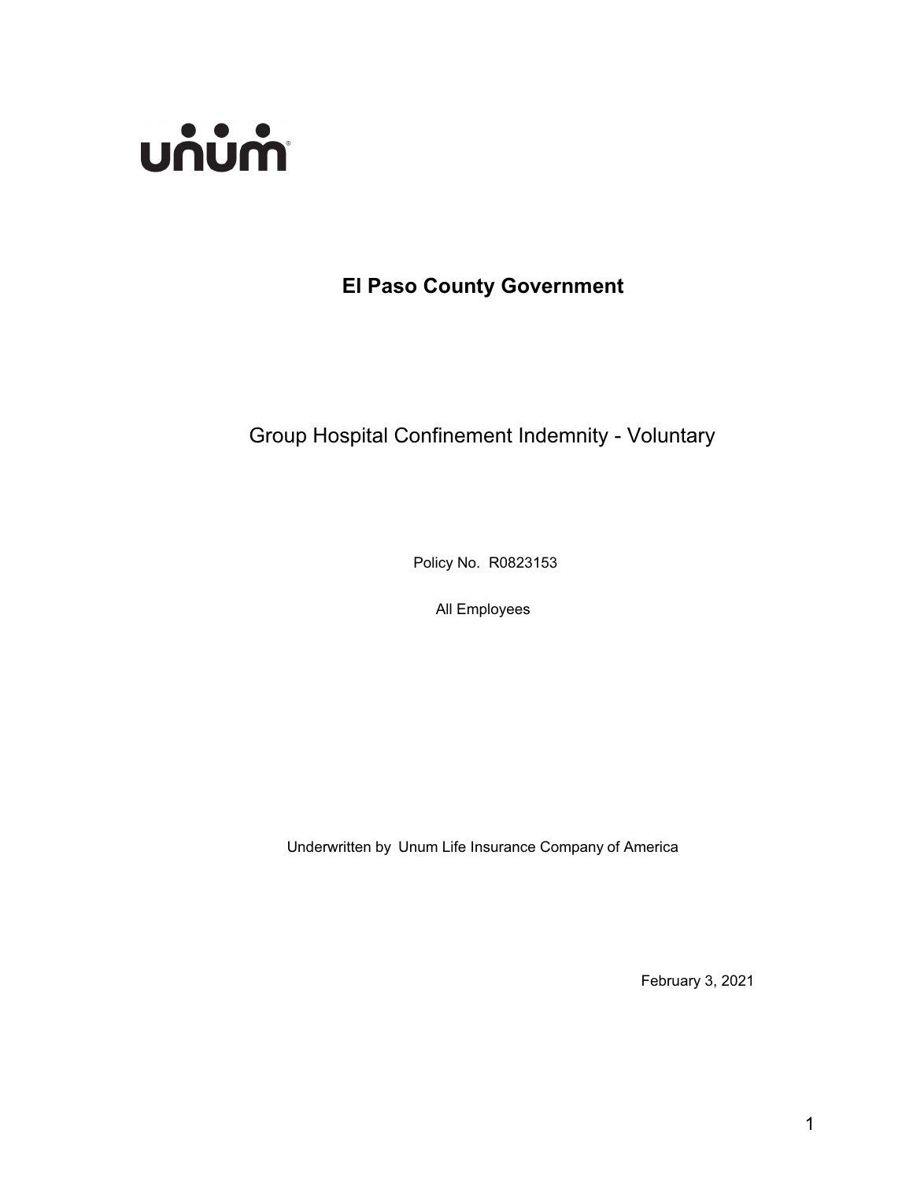unum

# El Paso County Government

## Group Hospital Confinement Indemnity - Voluntary

Policy No. R0823153

All Employees

Underwritten by Unum Life Insurance Company of America

February 3, 2021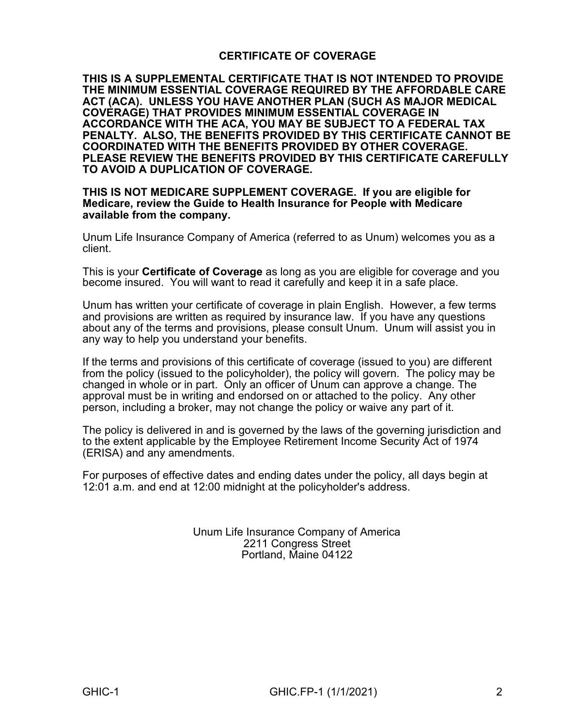# CERTIFICATE OF COVERAGE

**THIS IS A SUPPLEMENTAL CERTIFICATE THAT IS NOT INTENDED TO PROVIDE THE MINIMUM ESSENTIAL COVERAGE REQUIRED BY THE AFFORDABLE CARE ACT (ACA). UNLESS YOU HAVE ANOTHER PLAN (SUCH AS MAJOR MEDICAL COVERAGE) THAT PROVIDES MINIMUM ESSENTIAL COVERAGE IN ACCORDANCE WITH THE ACA, YOU MAY BE SUBJECT TO A FEDERAL TAX PENALTY. ALSO, THE BENEFITS PROVIDED BY THIS CERTIFICATE CANNOT BE COORDINATED WITH THE BENEFITS PROVIDED BY OTHER COVERAGE. PLEASE REVIEW THE BENEFITS PROVIDED BY THIS CERTIFICATE CAREFULLY TO AVOID A DUPLICATION OF COVERAGE.**

**THIS IS NOT MEDICARE SUPPLEMENT COVERAGE. If you are eligible for Medicare, review the Guide to Health Insurance for People with Medicare available from the company.**

Unum Life Insurance Company of America (referred to as Unum) welcomes you as a client.

This is your **Certificate of Coverage** as long as you are eligible for coverage and you become insured. You will want to read it carefully and keep it in a safe place.

Unum has written your certificate of coverage in plain English. However, a few terms and provisions are written as required by insurance law. If you have any questions about any of the terms and provisions, please consult Unum. Unum will assist you in any way to help you understand your benefits.

If the terms and provisions of this certificate of coverage (issued to you) are different from the policy (issued to the policyholder), the policy will govern. The policy may be changed in whole or in part. Only an officer of Unum can approve a change. The approval must be in writing and endorsed on or attached to the policy. Any other person, including a broker, may not change the policy or waive any part of it.

The policy is delivered in and is governed by the laws of the governing jurisdiction and to the extent applicable by the Employee Retirement Income Security Act of 1974 (ERISA) and any amendments.

For purposes of effective dates and ending dates under the policy, all days begin at 12:01 a.m. and end at 12:00 midnight at the policyholder's address.

Unum Life Insurance Company of America
2211 Congress Street
Portland, Maine 04122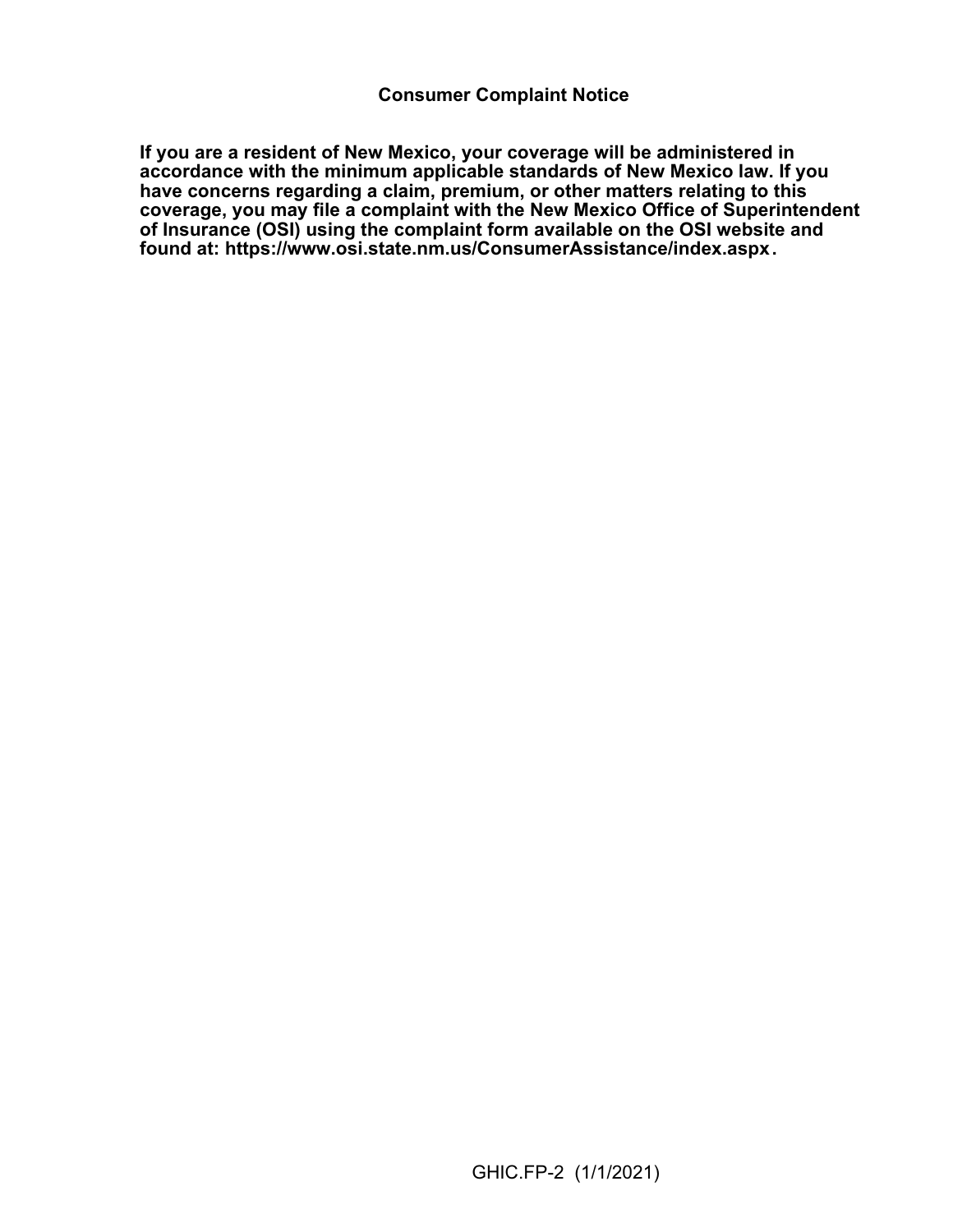## Consumer Complaint Notice

**If you are a resident of New Mexico, your coverage will be administered in accordance with the minimum applicable standards of New Mexico law. If you have concerns regarding a claim, premium, or other matters relating to this coverage, you may file a complaint with the New Mexico Office of Superintendent of Insurance (OSI) using the complaint form available on the OSI website and found at: https://www.osi.state.nm.us/ConsumerAssistance/index.aspx.**

GHIC.FP-2 (1/1/2021)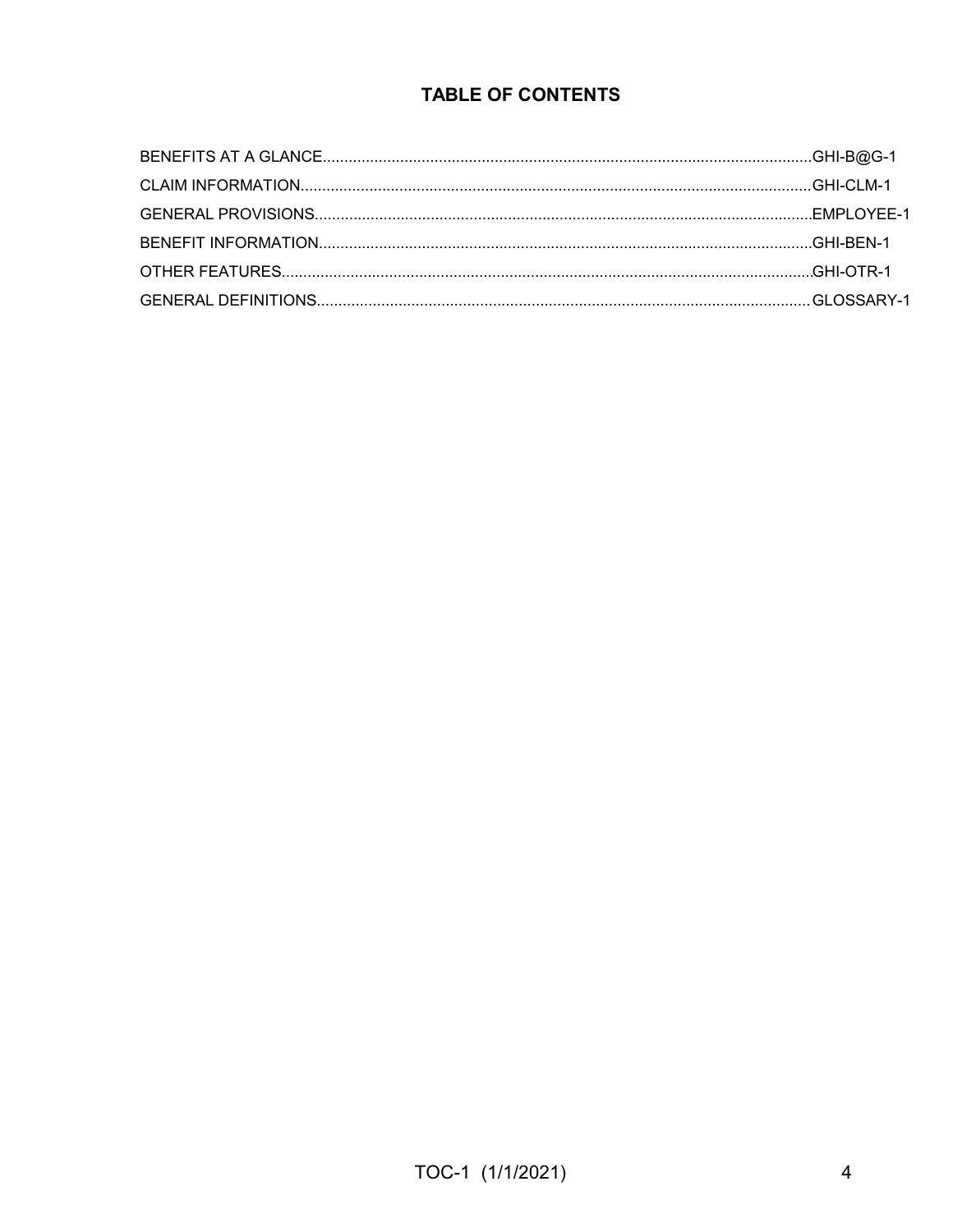# TABLE OF CONTENTS

BENEFITS AT A GLANCE........................................................................................................GHI-B@G-1

CLAIM INFORMATION........................................................................................................GHI-CLM-1

GENERAL PROVISIONS........................................................................................................EMPLOYEE-1

BENEFIT INFORMATION........................................................................................................GHI-BEN-1

OTHER FEATURES........................................................................................................GHI-OTR-1

GENERAL DEFINITIONS........................................................................................................GLOSSARY-1

TOC-1 (1/1/2021)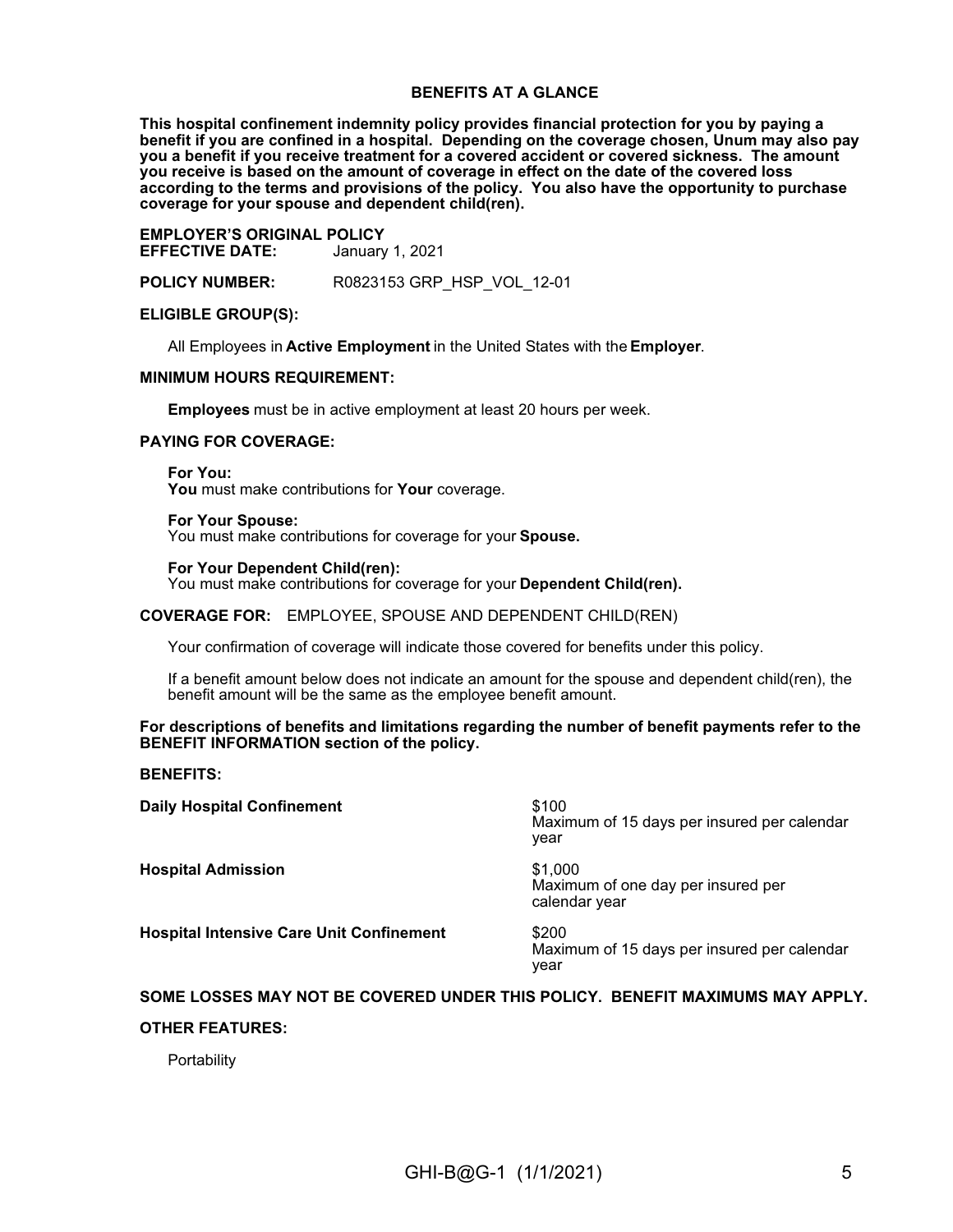# BENEFITS AT A GLANCE

**This hospital confinement indemnity policy provides financial protection for you by paying a benefit if you are confined in a hospital. Depending on the coverage chosen, Unum may also pay you a benefit if you receive treatment for a covered accident or covered sickness. The amount you receive is based on the amount of coverage in effect on the date of the covered loss according to the terms and provisions of the policy. You also have the opportunity to purchase coverage for your spouse and dependent child(ren).**

**EMPLOYER'S ORIGINAL POLICY EFFECTIVE DATE:** January 1, 2021

**POLICY NUMBER:** R0823153 GRP_HSP_VOL_12-01

**ELIGIBLE GROUP(S):**

All Employees in **Active Employment** in the United States with the **Employer**.

**MINIMUM HOURS REQUIREMENT:**

**Employees** must be in active employment at least 20 hours per week.

**PAYING FOR COVERAGE:**

**For You:**
**You** must make contributions for **Your** coverage.

**For Your Spouse:**
You must make contributions for coverage for your **Spouse.**

**For Your Dependent Child(ren):**
You must make contributions for coverage for your **Dependent Child(ren).**

**COVERAGE FOR:** EMPLOYEE, SPOUSE AND DEPENDENT CHILD(REN)

Your confirmation of coverage will indicate those covered for benefits under this policy.

If a benefit amount below does not indicate an amount for the spouse and dependent child(ren), the benefit amount will be the same as the employee benefit amount.

**For descriptions of benefits and limitations regarding the number of benefit payments refer to the BENEFIT INFORMATION section of the policy.**

**BENEFITS:**

| | |
|---|---|
| **Daily Hospital Confinement** | $100<br>Maximum of 15 days per insured per calendar year |
| **Hospital Admission** | $1,000<br>Maximum of one day per insured per calendar year |
| **Hospital Intensive Care Unit Confinement** | $200<br>Maximum of 15 days per insured per calendar year |

**SOME LOSSES MAY NOT BE COVERED UNDER THIS POLICY. BENEFIT MAXIMUMS MAY APPLY.**

**OTHER FEATURES:**

Portability

GHI-B@G-1 (1/1/2021)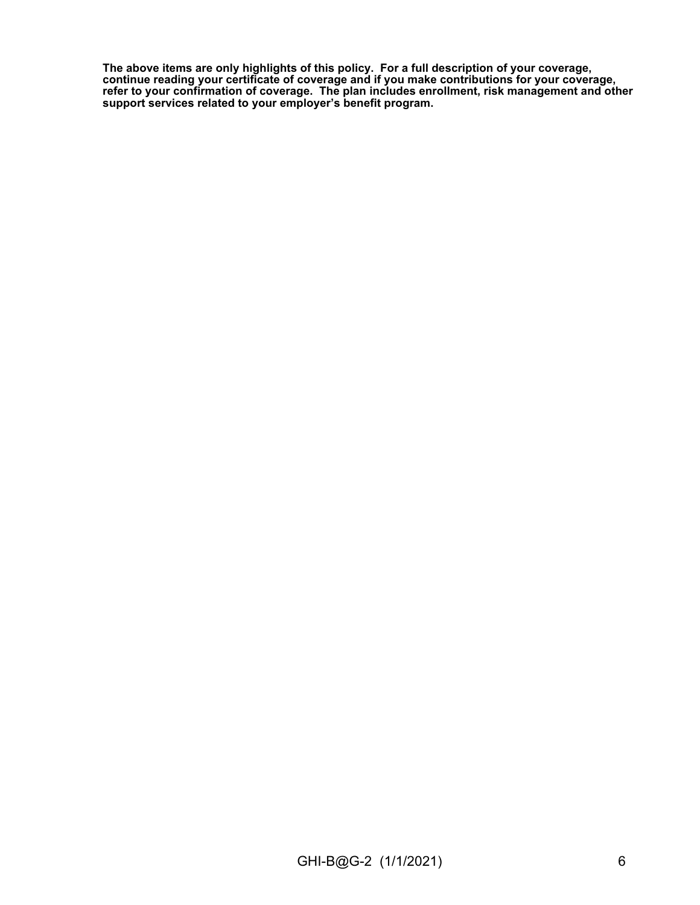**The above items are only highlights of this policy. For a full description of your coverage, continue reading your certificate of coverage and if you make contributions for your coverage, refer to your confirmation of coverage. The plan includes enrollment, risk management and other support services related to your employer's benefit program.**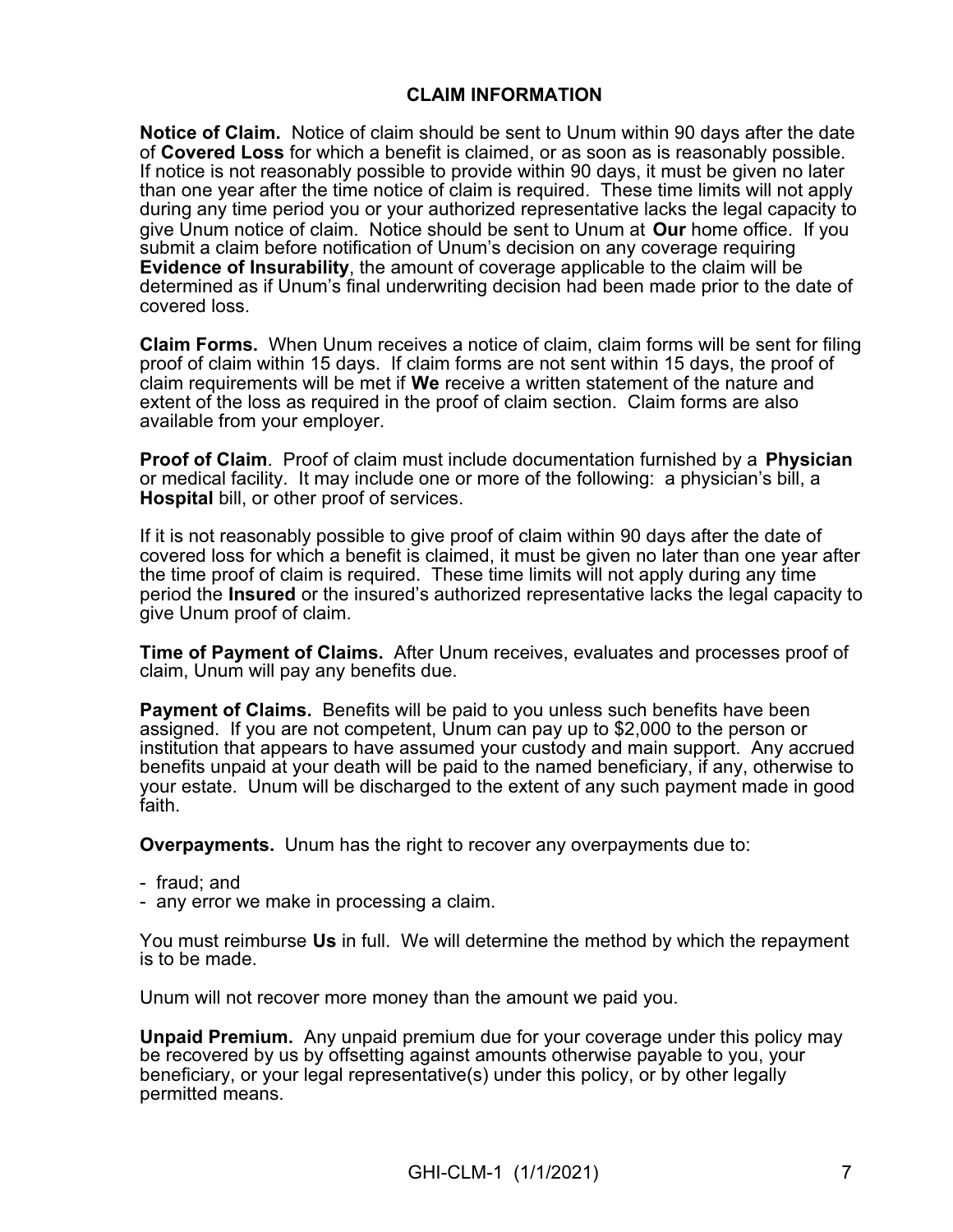## CLAIM INFORMATION

**Notice of Claim.** Notice of claim should be sent to Unum within 90 days after the date of **Covered Loss** for which a benefit is claimed, or as soon as is reasonably possible. If notice is not reasonably possible to provide within 90 days, it must be given no later than one year after the time notice of claim is required. These time limits will not apply during any time period you or your authorized representative lacks the legal capacity to give Unum notice of claim. Notice should be sent to Unum at **Our** home office. If you submit a claim before notification of Unum's decision on any coverage requiring **Evidence of Insurability**, the amount of coverage applicable to the claim will be determined as if Unum's final underwriting decision had been made prior to the date of covered loss.

**Claim Forms.** When Unum receives a notice of claim, claim forms will be sent for filing proof of claim within 15 days. If claim forms are not sent within 15 days, the proof of claim requirements will be met if **We** receive a written statement of the nature and extent of the loss as required in the proof of claim section. Claim forms are also available from your employer.

**Proof of Claim**. Proof of claim must include documentation furnished by a **Physician** or medical facility. It may include one or more of the following: a physician's bill, a **Hospital** bill, or other proof of services.

If it is not reasonably possible to give proof of claim within 90 days after the date of covered loss for which a benefit is claimed, it must be given no later than one year after the time proof of claim is required. These time limits will not apply during any time period the **Insured** or the insured's authorized representative lacks the legal capacity to give Unum proof of claim.

**Time of Payment of Claims.** After Unum receives, evaluates and processes proof of claim, Unum will pay any benefits due.

**Payment of Claims.** Benefits will be paid to you unless such benefits have been assigned. If you are not competent, Unum can pay up to $2,000 to the person or institution that appears to have assumed your custody and main support. Any accrued benefits unpaid at your death will be paid to the named beneficiary, if any, otherwise to your estate. Unum will be discharged to the extent of any such payment made in good faith.

**Overpayments.** Unum has the right to recover any overpayments due to:

- fraud; and
- any error we make in processing a claim.

You must reimburse **Us** in full. We will determine the method by which the repayment is to be made.

Unum will not recover more money than the amount we paid you.

**Unpaid Premium.** Any unpaid premium due for your coverage under this policy may be recovered by us by offsetting against amounts otherwise payable to you, your beneficiary, or your legal representative(s) under this policy, or by other legally permitted means.

GHI-CLM-1 (1/1/2021)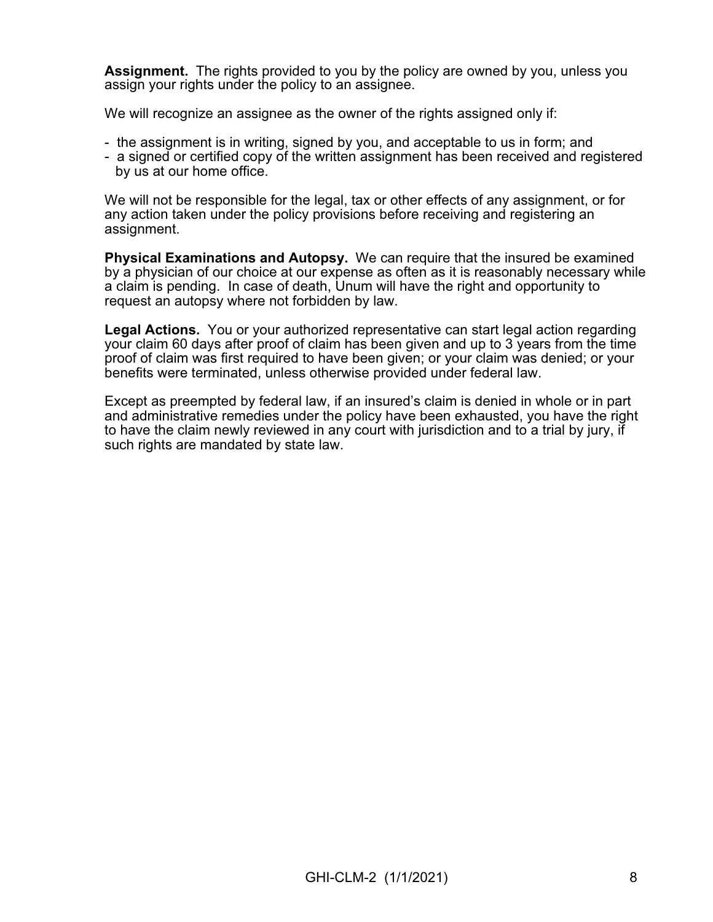**Assignment.** The rights provided to you by the policy are owned by you, unless you assign your rights under the policy to an assignee.

We will recognize an assignee as the owner of the rights assigned only if:

- the assignment is in writing, signed by you, and acceptable to us in form; and
- a signed or certified copy of the written assignment has been received and registered by us at our home office.

We will not be responsible for the legal, tax or other effects of any assignment, or for any action taken under the policy provisions before receiving and registering an assignment.

**Physical Examinations and Autopsy.** We can require that the insured be examined by a physician of our choice at our expense as often as it is reasonably necessary while a claim is pending. In case of death, Unum will have the right and opportunity to request an autopsy where not forbidden by law.

**Legal Actions.** You or your authorized representative can start legal action regarding your claim 60 days after proof of claim has been given and up to 3 years from the time proof of claim was first required to have been given; or your claim was denied; or your benefits were terminated, unless otherwise provided under federal law.

Except as preempted by federal law, if an insured's claim is denied in whole or in part and administrative remedies under the policy have been exhausted, you have the right to have the claim newly reviewed in any court with jurisdiction and to a trial by jury, if such rights are mandated by state law.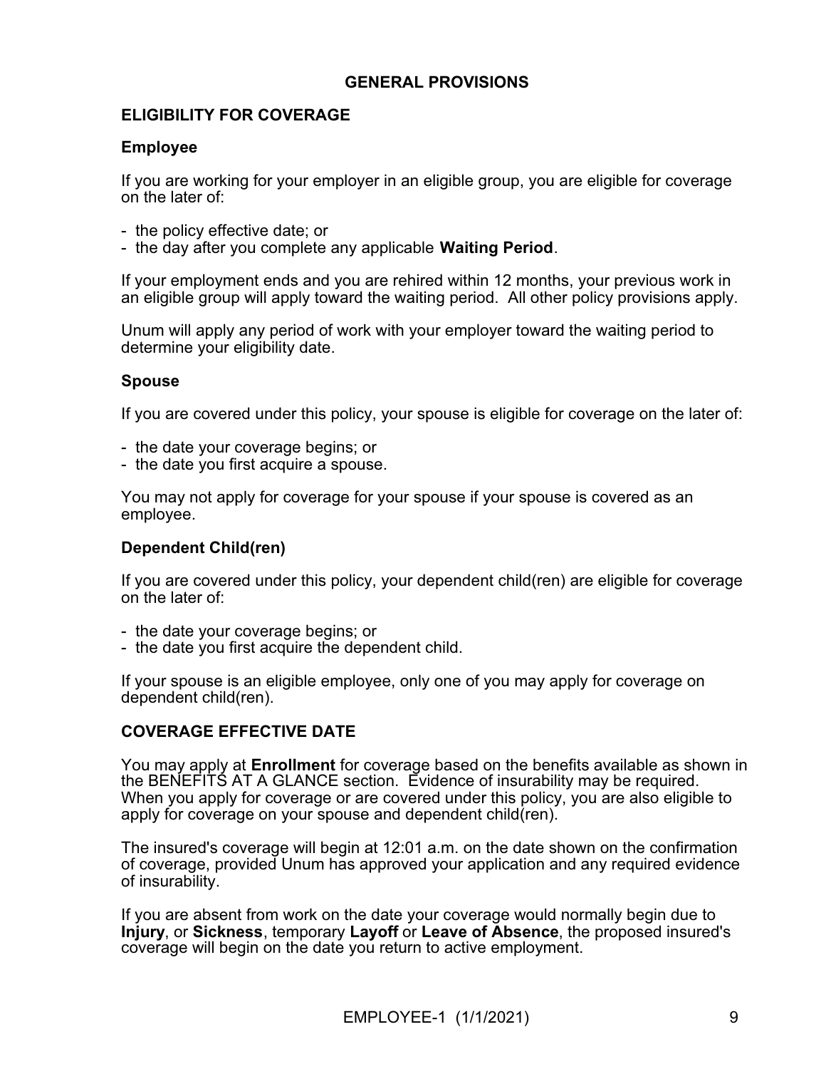## GENERAL PROVISIONS

### ELIGIBILITY FOR COVERAGE

#### Employee

If you are working for your employer in an eligible group, you are eligible for coverage on the later of:

- the policy effective date; or
- the day after you complete any applicable **Waiting Period**.

If your employment ends and you are rehired within 12 months, your previous work in an eligible group will apply toward the waiting period. All other policy provisions apply.

Unum will apply any period of work with your employer toward the waiting period to determine your eligibility date.

#### Spouse

If you are covered under this policy, your spouse is eligible for coverage on the later of:

- the date your coverage begins; or
- the date you first acquire a spouse.

You may not apply for coverage for your spouse if your spouse is covered as an employee.

#### Dependent Child(ren)

If you are covered under this policy, your dependent child(ren) are eligible for coverage on the later of:

- the date your coverage begins; or
- the date you first acquire the dependent child.

If your spouse is an eligible employee, only one of you may apply for coverage on dependent child(ren).

### COVERAGE EFFECTIVE DATE

You may apply at **Enrollment** for coverage based on the benefits available as shown in the BENEFITS AT A GLANCE section. Evidence of insurability may be required. When you apply for coverage or are covered under this policy, you are also eligible to apply for coverage on your spouse and dependent child(ren).

The insured's coverage will begin at 12:01 a.m. on the date shown on the confirmation of coverage, provided Unum has approved your application and any required evidence of insurability.

If you are absent from work on the date your coverage would normally begin due to **Injury**, or **Sickness**, temporary **Layoff** or **Leave of Absence**, the proposed insured's coverage will begin on the date you return to active employment.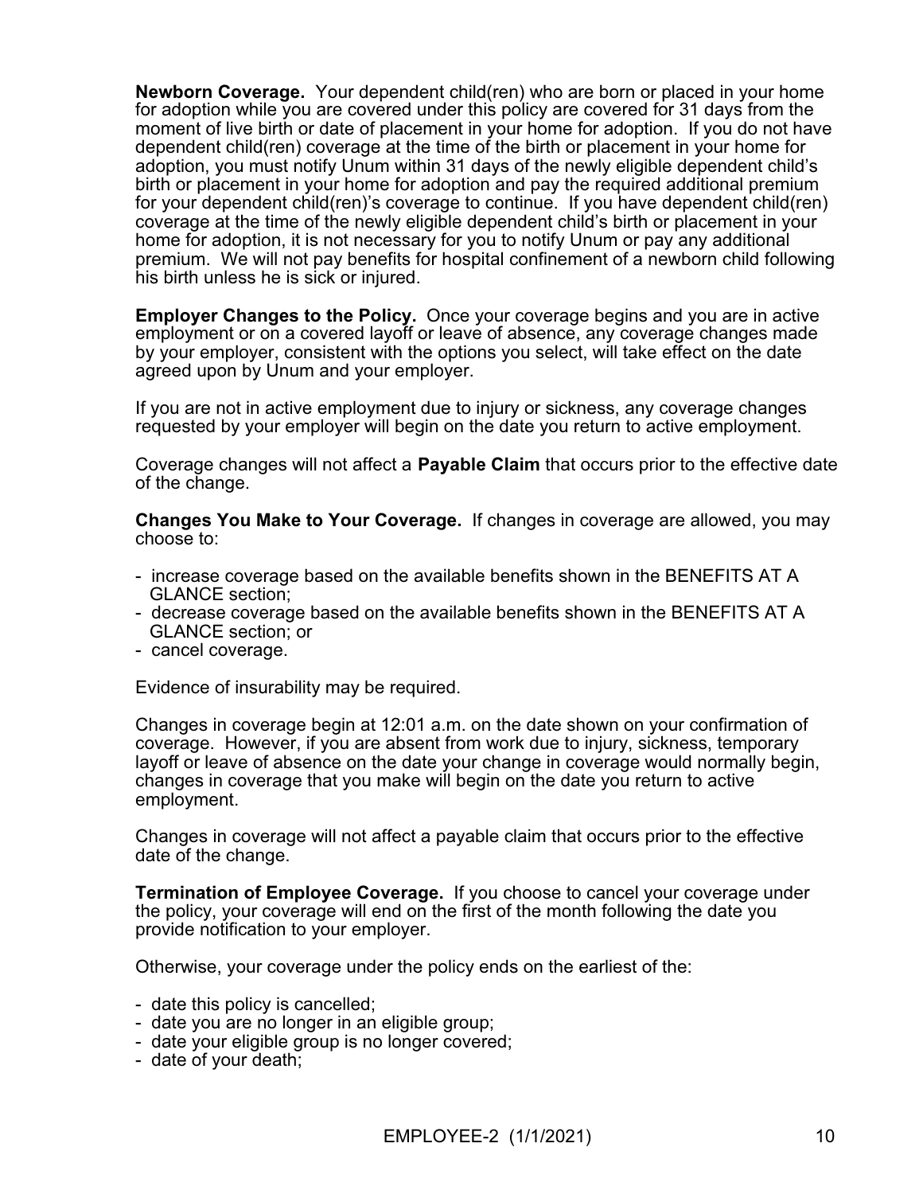**Newborn Coverage.** Your dependent child(ren) who are born or placed in your home for adoption while you are covered under this policy are covered for 31 days from the moment of live birth or date of placement in your home for adoption. If you do not have dependent child(ren) coverage at the time of the birth or placement in your home for adoption, you must notify Unum within 31 days of the newly eligible dependent child's birth or placement in your home for adoption and pay the required additional premium for your dependent child(ren)'s coverage to continue. If you have dependent child(ren) coverage at the time of the newly eligible dependent child's birth or placement in your home for adoption, it is not necessary for you to notify Unum or pay any additional premium. We will not pay benefits for hospital confinement of a newborn child following his birth unless he is sick or injured.

**Employer Changes to the Policy.** Once your coverage begins and you are in active employment or on a covered layoff or leave of absence, any coverage changes made by your employer, consistent with the options you select, will take effect on the date agreed upon by Unum and your employer.

If you are not in active employment due to injury or sickness, any coverage changes requested by your employer will begin on the date you return to active employment.

Coverage changes will not affect a **Payable Claim** that occurs prior to the effective date of the change.

**Changes You Make to Your Coverage.** If changes in coverage are allowed, you may choose to:

- increase coverage based on the available benefits shown in the BENEFITS AT A GLANCE section;
- decrease coverage based on the available benefits shown in the BENEFITS AT A GLANCE section; or
- cancel coverage.

Evidence of insurability may be required.

Changes in coverage begin at 12:01 a.m. on the date shown on your confirmation of coverage. However, if you are absent from work due to injury, sickness, temporary layoff or leave of absence on the date your change in coverage would normally begin, changes in coverage that you make will begin on the date you return to active employment.

Changes in coverage will not affect a payable claim that occurs prior to the effective date of the change.

**Termination of Employee Coverage.** If you choose to cancel your coverage under the policy, your coverage will end on the first of the month following the date you provide notification to your employer.

Otherwise, your coverage under the policy ends on the earliest of the:

- date this policy is cancelled;
- date you are no longer in an eligible group;
- date your eligible group is no longer covered;
- date of your death;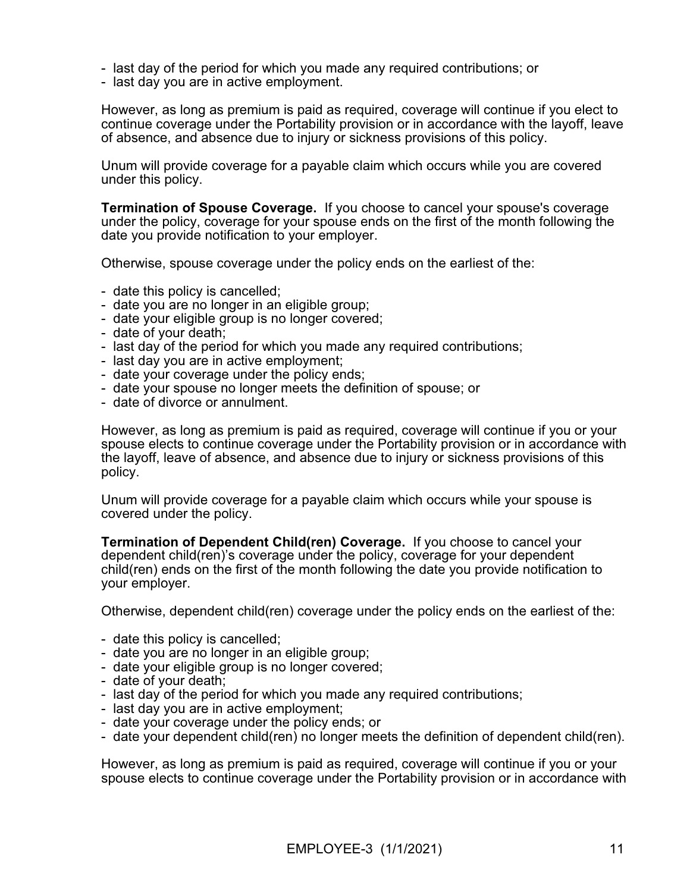- last day of the period for which you made any required contributions; or
- last day you are in active employment.

However, as long as premium is paid as required, coverage will continue if you elect to continue coverage under the Portability provision or in accordance with the layoff, leave of absence, and absence due to injury or sickness provisions of this policy.

Unum will provide coverage for a payable claim which occurs while you are covered under this policy.

**Termination of Spouse Coverage.** If you choose to cancel your spouse's coverage under the policy, coverage for your spouse ends on the first of the month following the date you provide notification to your employer.

Otherwise, spouse coverage under the policy ends on the earliest of the:

- date this policy is cancelled;
- date you are no longer in an eligible group;
- date your eligible group is no longer covered;
- date of your death;
- last day of the period for which you made any required contributions;
- last day you are in active employment;
- date your coverage under the policy ends;
- date your spouse no longer meets the definition of spouse; or
- date of divorce or annulment.

However, as long as premium is paid as required, coverage will continue if you or your spouse elects to continue coverage under the Portability provision or in accordance with the layoff, leave of absence, and absence due to injury or sickness provisions of this policy.

Unum will provide coverage for a payable claim which occurs while your spouse is covered under the policy.

**Termination of Dependent Child(ren) Coverage.** If you choose to cancel your dependent child(ren)'s coverage under the policy, coverage for your dependent child(ren) ends on the first of the month following the date you provide notification to your employer.

Otherwise, dependent child(ren) coverage under the policy ends on the earliest of the:

- date this policy is cancelled;
- date you are no longer in an eligible group;
- date your eligible group is no longer covered;
- date of your death;
- last day of the period for which you made any required contributions;
- last day you are in active employment;
- date your coverage under the policy ends; or
- date your dependent child(ren) no longer meets the definition of dependent child(ren).

However, as long as premium is paid as required, coverage will continue if you or your spouse elects to continue coverage under the Portability provision or in accordance with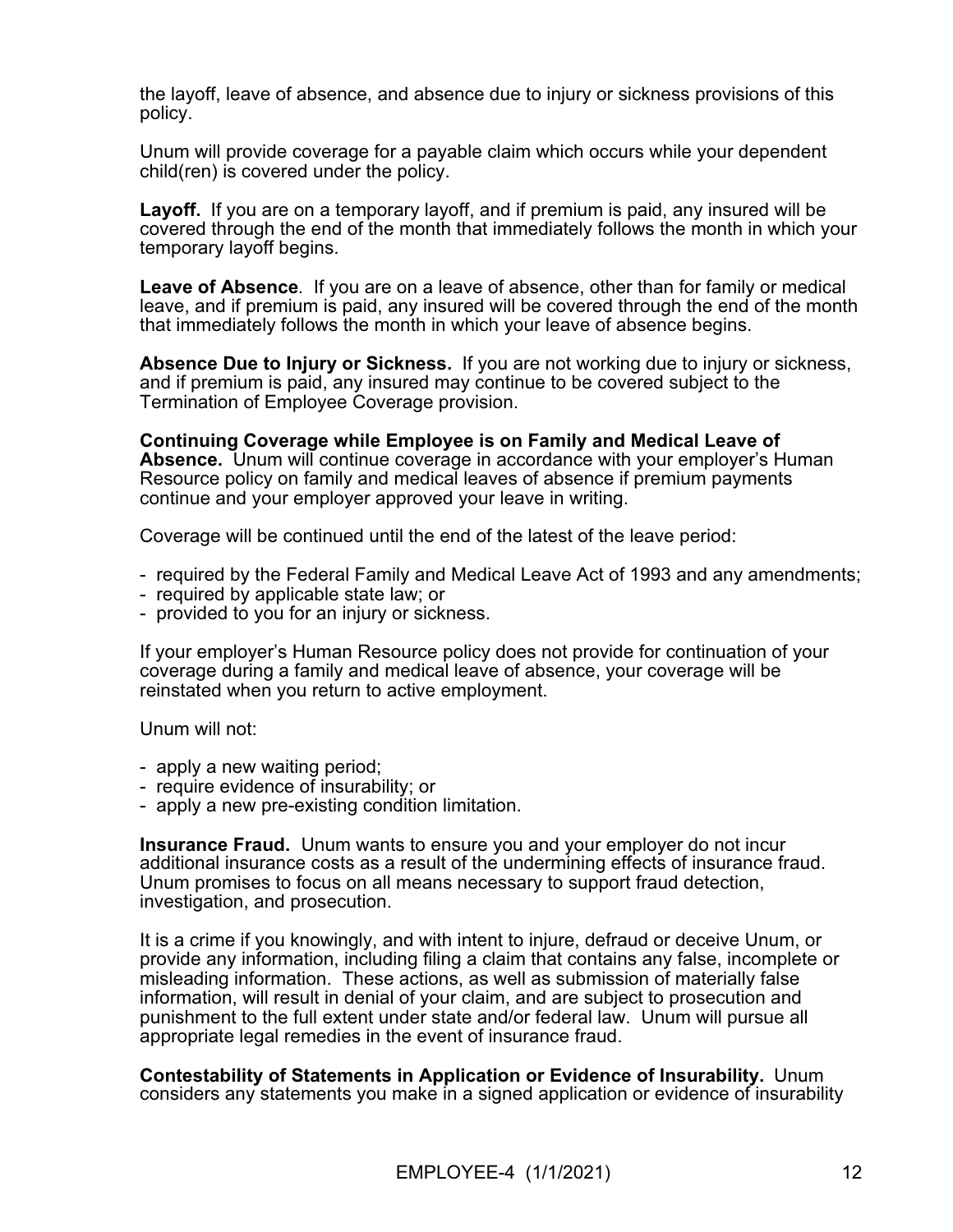the layoff, leave of absence, and absence due to injury or sickness provisions of this policy.

Unum will provide coverage for a payable claim which occurs while your dependent child(ren) is covered under the policy.

**Layoff.** If you are on a temporary layoff, and if premium is paid, any insured will be covered through the end of the month that immediately follows the month in which your temporary layoff begins.

**Leave of Absence**. If you are on a leave of absence, other than for family or medical leave, and if premium is paid, any insured will be covered through the end of the month that immediately follows the month in which your leave of absence begins.

**Absence Due to Injury or Sickness.** If you are not working due to injury or sickness, and if premium is paid, any insured may continue to be covered subject to the Termination of Employee Coverage provision.

**Continuing Coverage while Employee is on Family and Medical Leave of Absence.** Unum will continue coverage in accordance with your employer's Human Resource policy on family and medical leaves of absence if premium payments continue and your employer approved your leave in writing.

Coverage will be continued until the end of the latest of the leave period:

- required by the Federal Family and Medical Leave Act of 1993 and any amendments;
- required by applicable state law; or
- provided to you for an injury or sickness.

If your employer's Human Resource policy does not provide for continuation of your coverage during a family and medical leave of absence, your coverage will be reinstated when you return to active employment.

Unum will not:

- apply a new waiting period;
- require evidence of insurability; or
- apply a new pre-existing condition limitation.

**Insurance Fraud.** Unum wants to ensure you and your employer do not incur additional insurance costs as a result of the undermining effects of insurance fraud. Unum promises to focus on all means necessary to support fraud detection, investigation, and prosecution.

It is a crime if you knowingly, and with intent to injure, defraud or deceive Unum, or provide any information, including filing a claim that contains any false, incomplete or misleading information. These actions, as well as submission of materially false information, will result in denial of your claim, and are subject to prosecution and punishment to the full extent under state and/or federal law. Unum will pursue all appropriate legal remedies in the event of insurance fraud.

**Contestability of Statements in Application or Evidence of Insurability.** Unum considers any statements you make in a signed application or evidence of insurability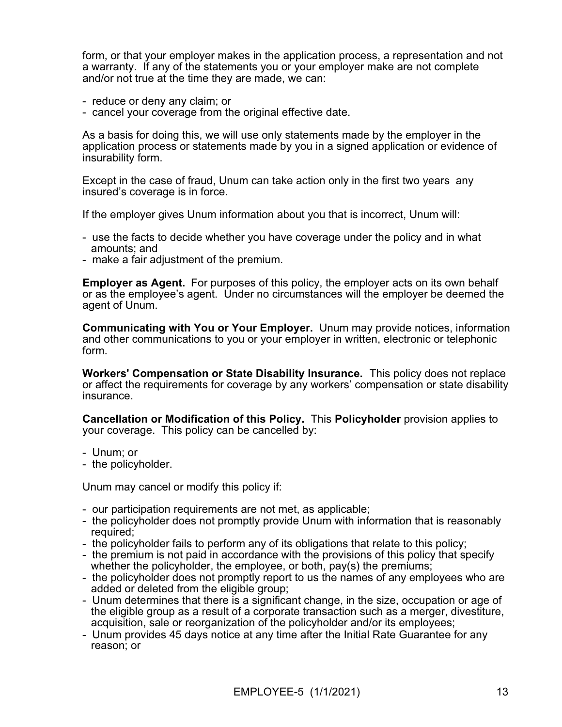form, or that your employer makes in the application process, a representation and not a warranty. If any of the statements you or your employer make are not complete and/or not true at the time they are made, we can:

- reduce or deny any claim; or
- cancel your coverage from the original effective date.

As a basis for doing this, we will use only statements made by the employer in the application process or statements made by you in a signed application or evidence of insurability form.

Except in the case of fraud, Unum can take action only in the first two years any insured's coverage is in force.

If the employer gives Unum information about you that is incorrect, Unum will:

- use the facts to decide whether you have coverage under the policy and in what amounts; and
- make a fair adjustment of the premium.

**Employer as Agent.** For purposes of this policy, the employer acts on its own behalf or as the employee's agent. Under no circumstances will the employer be deemed the agent of Unum.

**Communicating with You or Your Employer.** Unum may provide notices, information and other communications to you or your employer in written, electronic or telephonic form.

**Workers' Compensation or State Disability Insurance.** This policy does not replace or affect the requirements for coverage by any workers' compensation or state disability insurance.

**Cancellation or Modification of this Policy.** This **Policyholder** provision applies to your coverage. This policy can be cancelled by:

- Unum; or
- the policyholder.

Unum may cancel or modify this policy if:

- our participation requirements are not met, as applicable;
- the policyholder does not promptly provide Unum with information that is reasonably required;
- the policyholder fails to perform any of its obligations that relate to this policy;
- the premium is not paid in accordance with the provisions of this policy that specify whether the policyholder, the employee, or both, pay(s) the premiums;
- the policyholder does not promptly report to us the names of any employees who are added or deleted from the eligible group;
- Unum determines that there is a significant change, in the size, occupation or age of the eligible group as a result of a corporate transaction such as a merger, divestiture, acquisition, sale or reorganization of the policyholder and/or its employees;
- Unum provides 45 days notice at any time after the Initial Rate Guarantee for any reason; or

EMPLOYEE-5 (1/1/2021)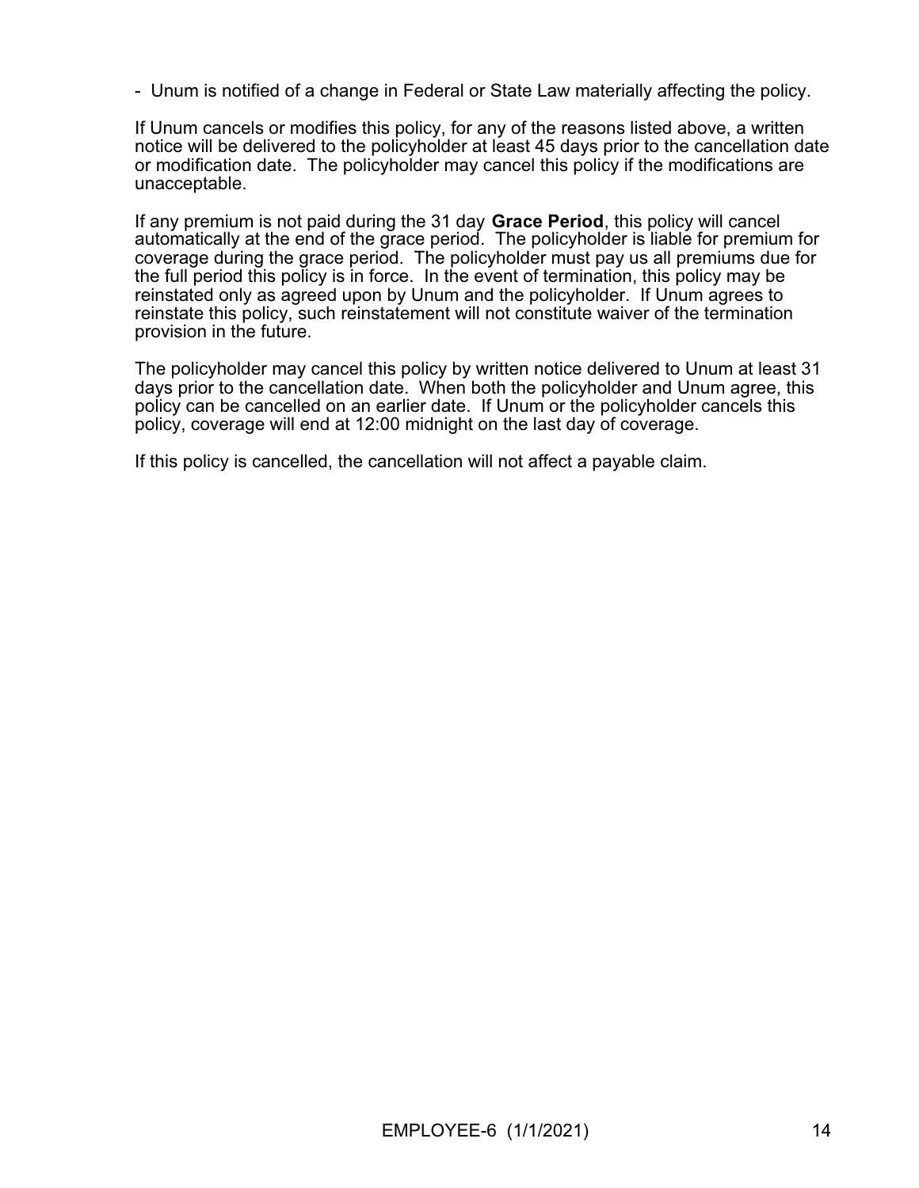- Unum is notified of a change in Federal or State Law materially affecting the policy.

If Unum cancels or modifies this policy, for any of the reasons listed above, a written notice will be delivered to the policyholder at least 45 days prior to the cancellation date or modification date. The policyholder may cancel this policy if the modifications are unacceptable.

If any premium is not paid during the 31 day **Grace Period**, this policy will cancel automatically at the end of the grace period. The policyholder is liable for premium for coverage during the grace period. The policyholder must pay us all premiums due for the full period this policy is in force. In the event of termination, this policy may be reinstated only as agreed upon by Unum and the policyholder. If Unum agrees to reinstate this policy, such reinstatement will not constitute waiver of the termination provision in the future.

The policyholder may cancel this policy by written notice delivered to Unum at least 31 days prior to the cancellation date. When both the policyholder and Unum agree, this policy can be cancelled on an earlier date. If Unum or the policyholder cancels this policy, coverage will end at 12:00 midnight on the last day of coverage.

If this policy is cancelled, the cancellation will not affect a payable claim.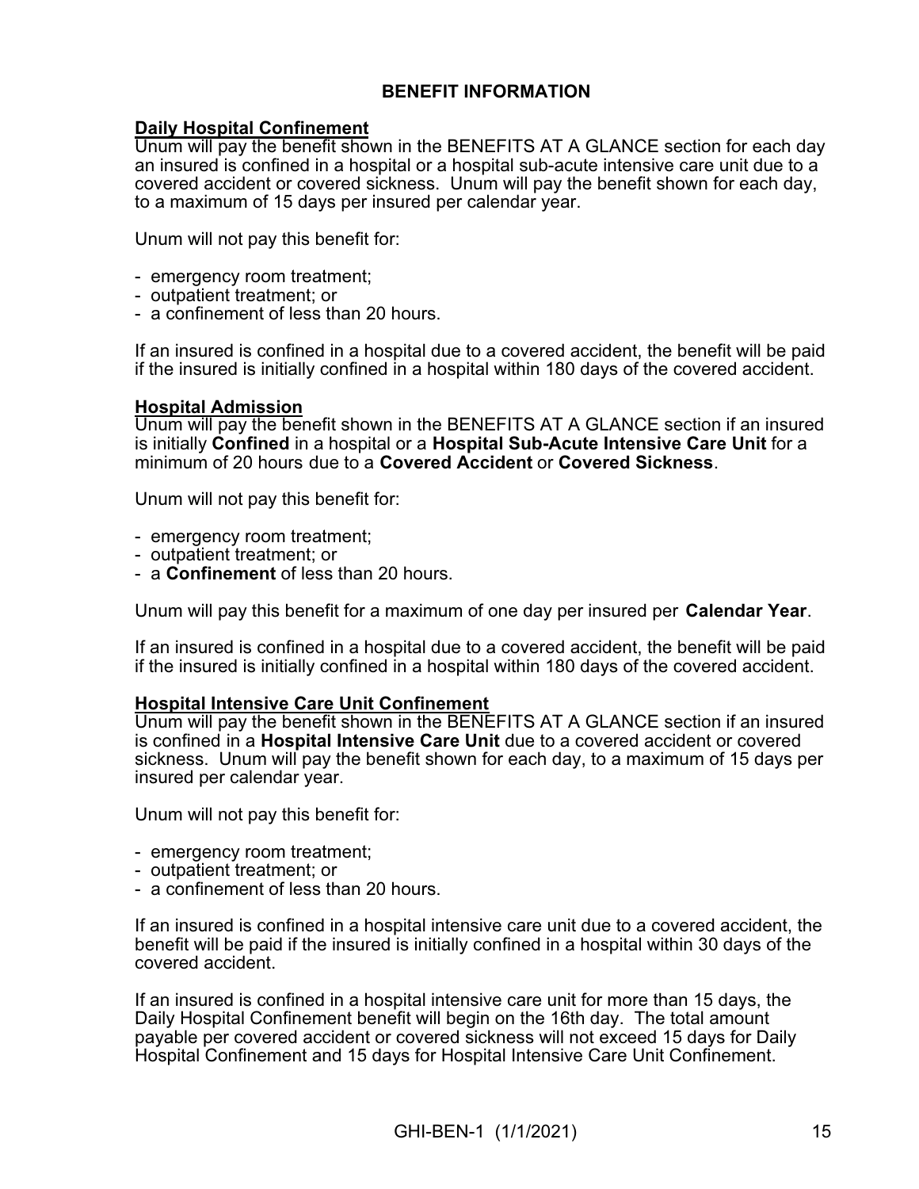## BENEFIT INFORMATION

**Daily Hospital Confinement**

Unum will pay the benefit shown in the BENEFITS AT A GLANCE section for each day an insured is confined in a hospital or a hospital sub-acute intensive care unit due to a covered accident or covered sickness. Unum will pay the benefit shown for each day, to a maximum of 15 days per insured per calendar year.

Unum will not pay this benefit for:

- emergency room treatment;
- outpatient treatment; or
- a confinement of less than 20 hours.

If an insured is confined in a hospital due to a covered accident, the benefit will be paid if the insured is initially confined in a hospital within 180 days of the covered accident.

**Hospital Admission**

Unum will pay the benefit shown in the BENEFITS AT A GLANCE section if an insured is initially **Confined** in a hospital or a **Hospital Sub-Acute Intensive Care Unit** for a minimum of 20 hours due to a **Covered Accident** or **Covered Sickness**.

Unum will not pay this benefit for:

- emergency room treatment;
- outpatient treatment; or
- a **Confinement** of less than 20 hours.

Unum will pay this benefit for a maximum of one day per insured per **Calendar Year**.

If an insured is confined in a hospital due to a covered accident, the benefit will be paid if the insured is initially confined in a hospital within 180 days of the covered accident.

**Hospital Intensive Care Unit Confinement**

Unum will pay the benefit shown in the BENEFITS AT A GLANCE section if an insured is confined in a **Hospital Intensive Care Unit** due to a covered accident or covered sickness. Unum will pay the benefit shown for each day, to a maximum of 15 days per insured per calendar year.

Unum will not pay this benefit for:

- emergency room treatment;
- outpatient treatment; or
- a confinement of less than 20 hours.

If an insured is confined in a hospital intensive care unit due to a covered accident, the benefit will be paid if the insured is initially confined in a hospital within 30 days of the covered accident.

If an insured is confined in a hospital intensive care unit for more than 15 days, the Daily Hospital Confinement benefit will begin on the 16th day. The total amount payable per covered accident or covered sickness will not exceed 15 days for Daily Hospital Confinement and 15 days for Hospital Intensive Care Unit Confinement.

GHI-BEN-1 (1/1/2021)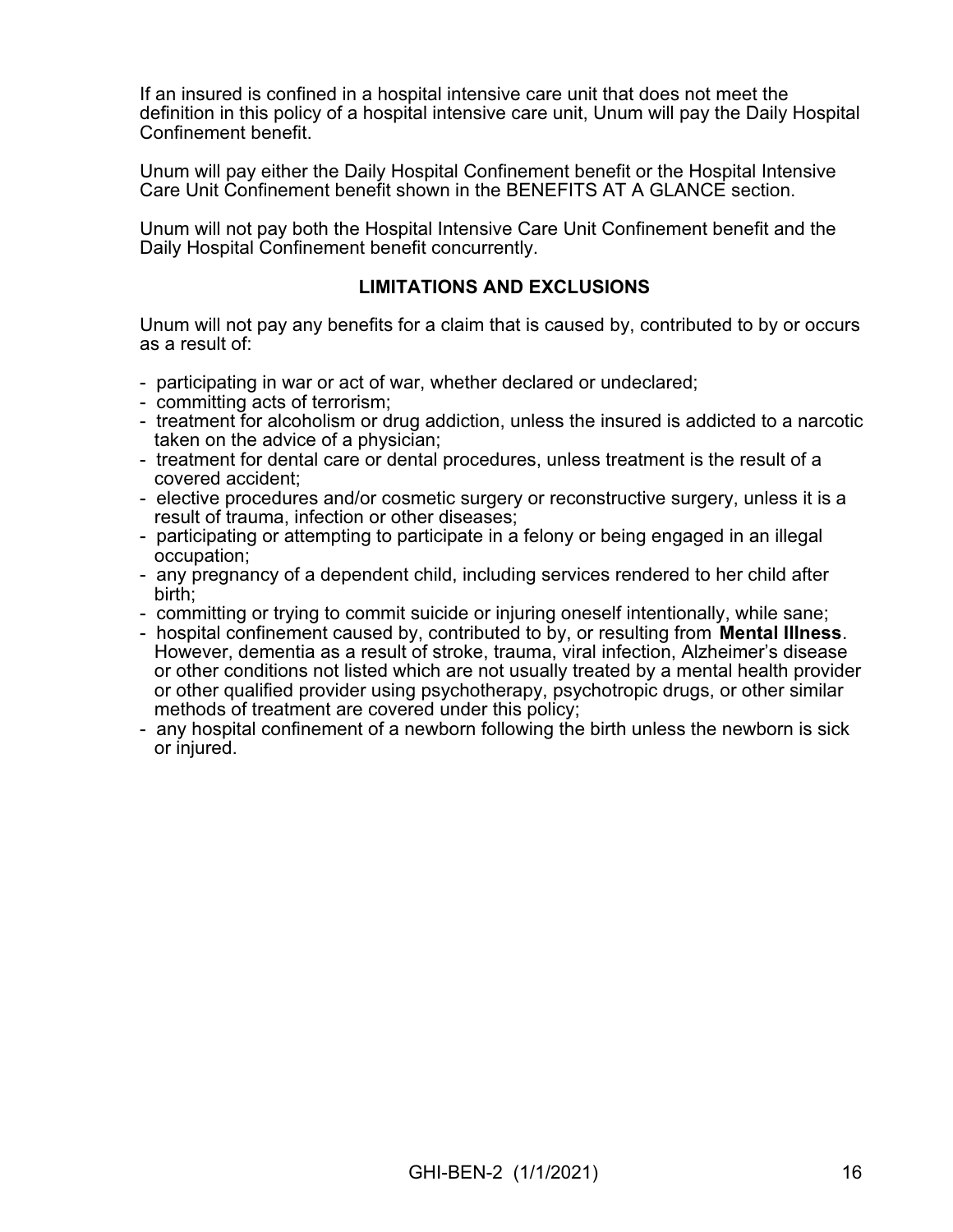If an insured is confined in a hospital intensive care unit that does not meet the definition in this policy of a hospital intensive care unit, Unum will pay the Daily Hospital Confinement benefit.

Unum will pay either the Daily Hospital Confinement benefit or the Hospital Intensive Care Unit Confinement benefit shown in the BENEFITS AT A GLANCE section.

Unum will not pay both the Hospital Intensive Care Unit Confinement benefit and the Daily Hospital Confinement benefit concurrently.

## LIMITATIONS AND EXCLUSIONS

Unum will not pay any benefits for a claim that is caused by, contributed to by or occurs as a result of:

- participating in war or act of war, whether declared or undeclared;
- committing acts of terrorism;
- treatment for alcoholism or drug addiction, unless the insured is addicted to a narcotic taken on the advice of a physician;
- treatment for dental care or dental procedures, unless treatment is the result of a covered accident;
- elective procedures and/or cosmetic surgery or reconstructive surgery, unless it is a result of trauma, infection or other diseases;
- participating or attempting to participate in a felony or being engaged in an illegal occupation;
- any pregnancy of a dependent child, including services rendered to her child after birth;
- committing or trying to commit suicide or injuring oneself intentionally, while sane;
- hospital confinement caused by, contributed to by, or resulting from **Mental Illness**. However, dementia as a result of stroke, trauma, viral infection, Alzheimer's disease or other conditions not listed which are not usually treated by a mental health provider or other qualified provider using psychotherapy, psychotropic drugs, or other similar methods of treatment are covered under this policy;
- any hospital confinement of a newborn following the birth unless the newborn is sick or injured.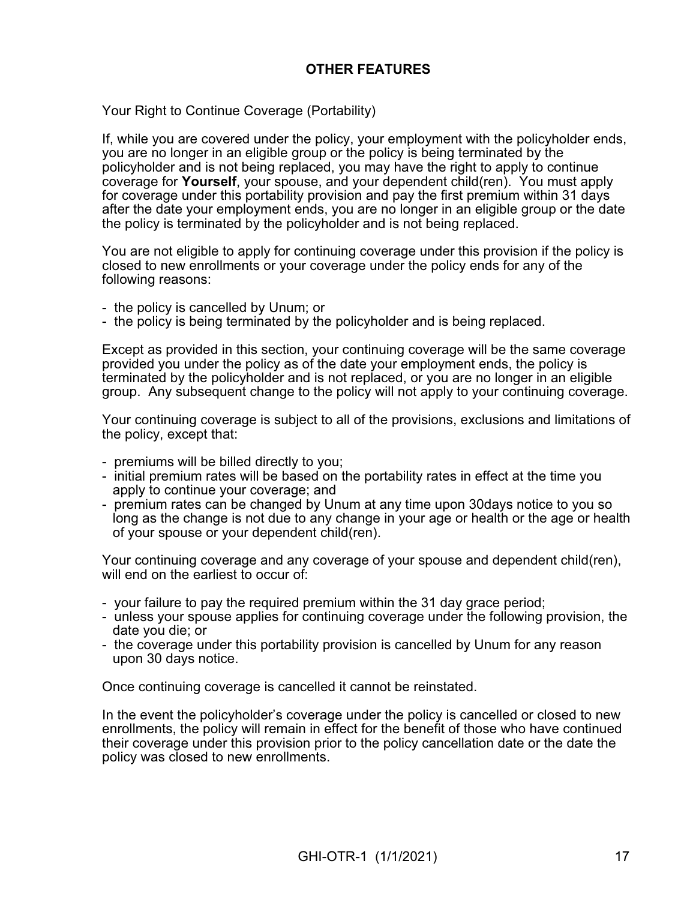## OTHER FEATURES

Your Right to Continue Coverage (Portability)

If, while you are covered under the policy, your employment with the policyholder ends, you are no longer in an eligible group or the policy is being terminated by the policyholder and is not being replaced, you may have the right to apply to continue coverage for **Yourself**, your spouse, and your dependent child(ren). You must apply for coverage under this portability provision and pay the first premium within 31 days after the date your employment ends, you are no longer in an eligible group or the date the policy is terminated by the policyholder and is not being replaced.

You are not eligible to apply for continuing coverage under this provision if the policy is closed to new enrollments or your coverage under the policy ends for any of the following reasons:

- the policy is cancelled by Unum; or
- the policy is being terminated by the policyholder and is being replaced.

Except as provided in this section, your continuing coverage will be the same coverage provided you under the policy as of the date your employment ends, the policy is terminated by the policyholder and is not replaced, or you are no longer in an eligible group. Any subsequent change to the policy will not apply to your continuing coverage.

Your continuing coverage is subject to all of the provisions, exclusions and limitations of the policy, except that:

- premiums will be billed directly to you;
- initial premium rates will be based on the portability rates in effect at the time you apply to continue your coverage; and
- premium rates can be changed by Unum at any time upon 30days notice to you so long as the change is not due to any change in your age or health or the age or health of your spouse or your dependent child(ren).

Your continuing coverage and any coverage of your spouse and dependent child(ren), will end on the earliest to occur of:

- your failure to pay the required premium within the 31 day grace period;
- unless your spouse applies for continuing coverage under the following provision, the date you die; or
- the coverage under this portability provision is cancelled by Unum for any reason upon 30 days notice.

Once continuing coverage is cancelled it cannot be reinstated.

In the event the policyholder's coverage under the policy is cancelled or closed to new enrollments, the policy will remain in effect for the benefit of those who have continued their coverage under this provision prior to the policy cancellation date or the date the policy was closed to new enrollments.

GHI-OTR-1 (1/1/2021)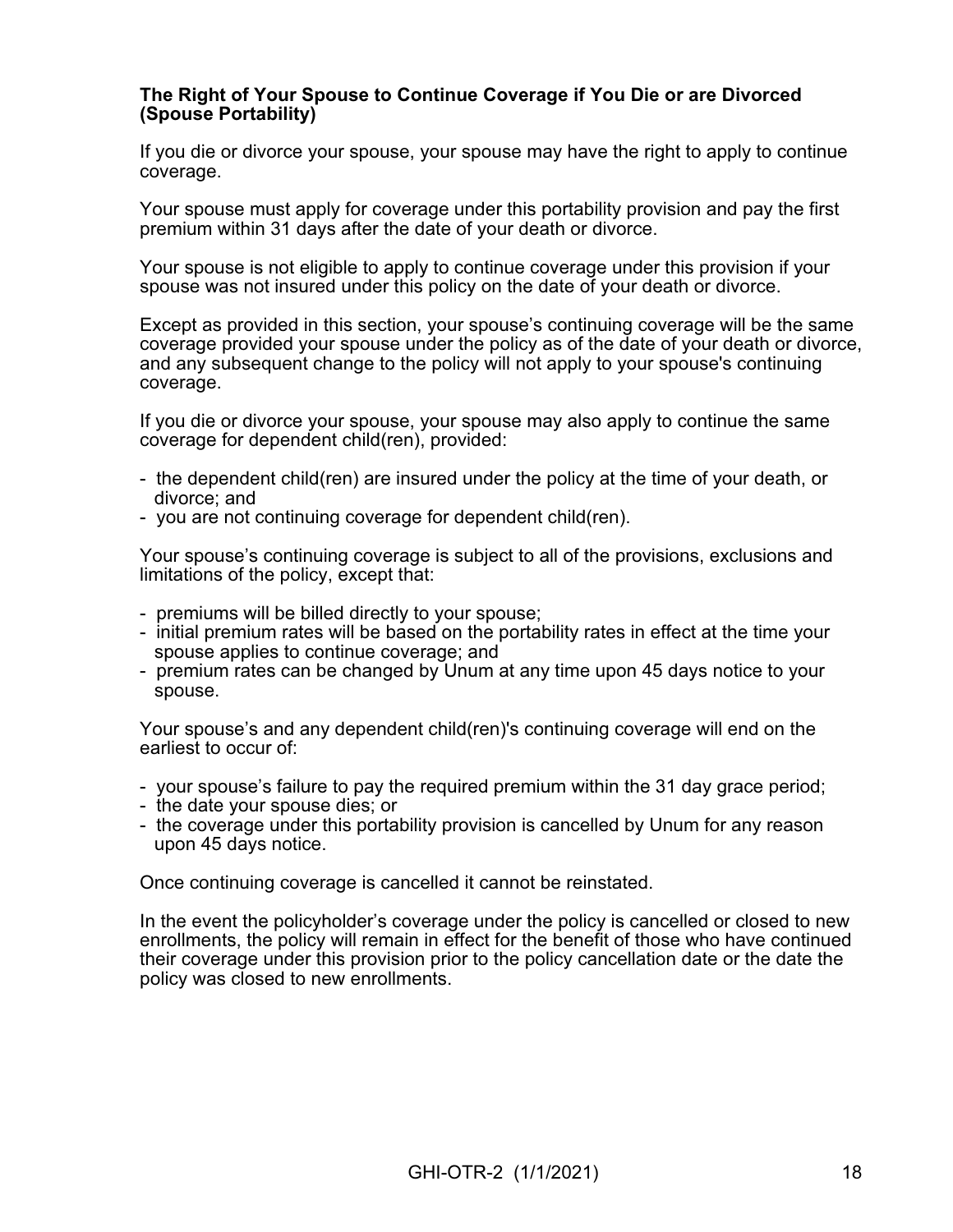**The Right of Your Spouse to Continue Coverage if You Die or are Divorced (Spouse Portability)**

If you die or divorce your spouse, your spouse may have the right to apply to continue coverage.

Your spouse must apply for coverage under this portability provision and pay the first premium within 31 days after the date of your death or divorce.

Your spouse is not eligible to apply to continue coverage under this provision if your spouse was not insured under this policy on the date of your death or divorce.

Except as provided in this section, your spouse's continuing coverage will be the same coverage provided your spouse under the policy as of the date of your death or divorce, and any subsequent change to the policy will not apply to your spouse's continuing coverage.

If you die or divorce your spouse, your spouse may also apply to continue the same coverage for dependent child(ren), provided:

- the dependent child(ren) are insured under the policy at the time of your death, or divorce; and
- you are not continuing coverage for dependent child(ren).

Your spouse's continuing coverage is subject to all of the provisions, exclusions and limitations of the policy, except that:

- premiums will be billed directly to your spouse;
- initial premium rates will be based on the portability rates in effect at the time your spouse applies to continue coverage; and
- premium rates can be changed by Unum at any time upon 45 days notice to your spouse.

Your spouse's and any dependent child(ren)'s continuing coverage will end on the earliest to occur of:

- your spouse's failure to pay the required premium within the 31 day grace period;
- the date your spouse dies; or
- the coverage under this portability provision is cancelled by Unum for any reason upon 45 days notice.

Once continuing coverage is cancelled it cannot be reinstated.

In the event the policyholder's coverage under the policy is cancelled or closed to new enrollments, the policy will remain in effect for the benefit of those who have continued their coverage under this provision prior to the policy cancellation date or the date the policy was closed to new enrollments.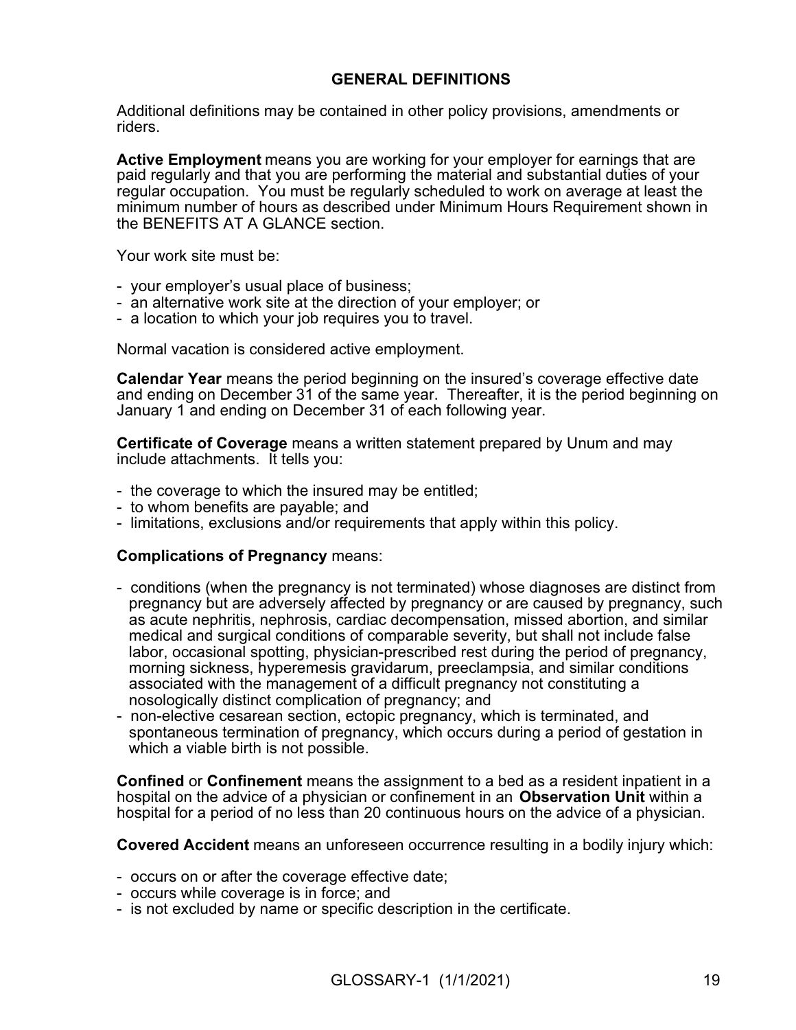## GENERAL DEFINITIONS

Additional definitions may be contained in other policy provisions, amendments or riders.

**Active Employment** means you are working for your employer for earnings that are paid regularly and that you are performing the material and substantial duties of your regular occupation. You must be regularly scheduled to work on average at least the minimum number of hours as described under Minimum Hours Requirement shown in the BENEFITS AT A GLANCE section.

Your work site must be:

- your employer's usual place of business;
- an alternative work site at the direction of your employer; or
- a location to which your job requires you to travel.

Normal vacation is considered active employment.

**Calendar Year** means the period beginning on the insured's coverage effective date and ending on December 31 of the same year. Thereafter, it is the period beginning on January 1 and ending on December 31 of each following year.

**Certificate of Coverage** means a written statement prepared by Unum and may include attachments. It tells you:

- the coverage to which the insured may be entitled;
- to whom benefits are payable; and
- limitations, exclusions and/or requirements that apply within this policy.

**Complications of Pregnancy** means:

- conditions (when the pregnancy is not terminated) whose diagnoses are distinct from pregnancy but are adversely affected by pregnancy or are caused by pregnancy, such as acute nephritis, nephrosis, cardiac decompensation, missed abortion, and similar medical and surgical conditions of comparable severity, but shall not include false labor, occasional spotting, physician-prescribed rest during the period of pregnancy, morning sickness, hyperemesis gravidarum, preeclampsia, and similar conditions associated with the management of a difficult pregnancy not constituting a nosologically distinct complication of pregnancy; and
- non-elective cesarean section, ectopic pregnancy, which is terminated, and spontaneous termination of pregnancy, which occurs during a period of gestation in which a viable birth is not possible.

**Confined** or **Confinement** means the assignment to a bed as a resident inpatient in a hospital on the advice of a physician or confinement in an **Observation Unit** within a hospital for a period of no less than 20 continuous hours on the advice of a physician.

**Covered Accident** means an unforeseen occurrence resulting in a bodily injury which:

- occurs on or after the coverage effective date;
- occurs while coverage is in force; and
- is not excluded by name or specific description in the certificate.

GLOSSARY-1 (1/1/2021)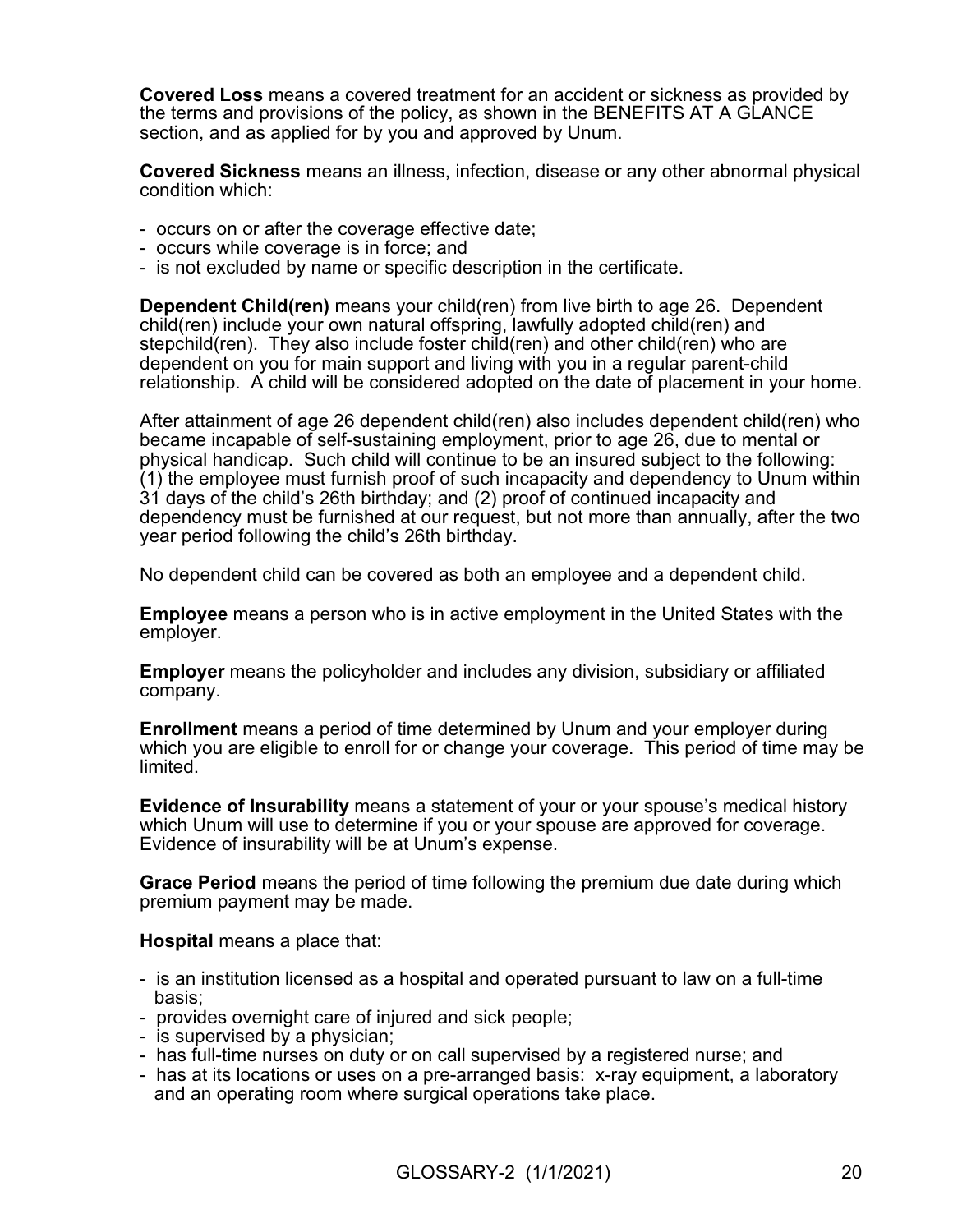**Covered Loss** means a covered treatment for an accident or sickness as provided by the terms and provisions of the policy, as shown in the BENEFITS AT A GLANCE section, and as applied for by you and approved by Unum.

**Covered Sickness** means an illness, infection, disease or any other abnormal physical condition which:

- occurs on or after the coverage effective date;
- occurs while coverage is in force; and
- is not excluded by name or specific description in the certificate.

**Dependent Child(ren)** means your child(ren) from live birth to age 26. Dependent child(ren) include your own natural offspring, lawfully adopted child(ren) and stepchild(ren). They also include foster child(ren) and other child(ren) who are dependent on you for main support and living with you in a regular parent-child relationship. A child will be considered adopted on the date of placement in your home.

After attainment of age 26 dependent child(ren) also includes dependent child(ren) who became incapable of self-sustaining employment, prior to age 26, due to mental or physical handicap. Such child will continue to be an insured subject to the following: (1) the employee must furnish proof of such incapacity and dependency to Unum within 31 days of the child's 26th birthday; and (2) proof of continued incapacity and dependency must be furnished at our request, but not more than annually, after the two year period following the child's 26th birthday.

No dependent child can be covered as both an employee and a dependent child.

**Employee** means a person who is in active employment in the United States with the employer.

**Employer** means the policyholder and includes any division, subsidiary or affiliated company.

**Enrollment** means a period of time determined by Unum and your employer during which you are eligible to enroll for or change your coverage. This period of time may be limited.

**Evidence of Insurability** means a statement of your or your spouse's medical history which Unum will use to determine if you or your spouse are approved for coverage. Evidence of insurability will be at Unum's expense.

**Grace Period** means the period of time following the premium due date during which premium payment may be made.

**Hospital** means a place that:

- is an institution licensed as a hospital and operated pursuant to law on a full-time basis;
- provides overnight care of injured and sick people;
- is supervised by a physician;
- has full-time nurses on duty or on call supervised by a registered nurse; and
- has at its locations or uses on a pre-arranged basis: x-ray equipment, a laboratory and an operating room where surgical operations take place.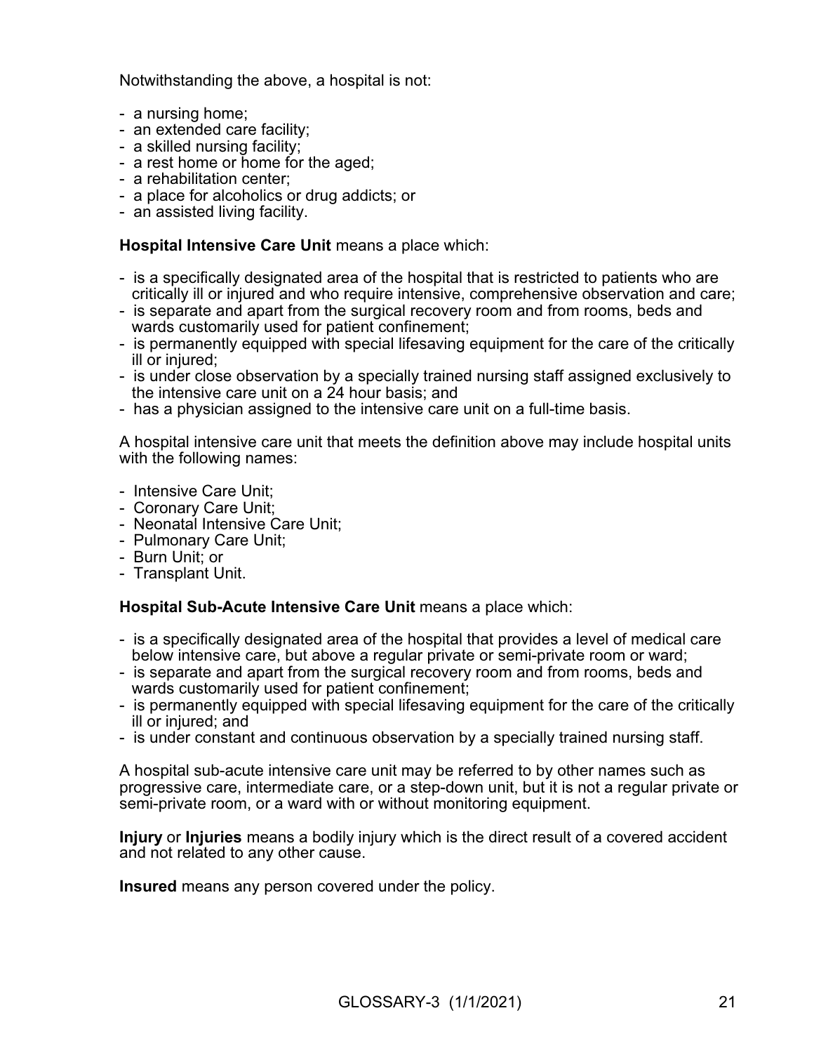Notwithstanding the above, a hospital is not:

- a nursing home;
- an extended care facility;
- a skilled nursing facility;
- a rest home or home for the aged;
- a rehabilitation center;
- a place for alcoholics or drug addicts; or
- an assisted living facility.

**Hospital Intensive Care Unit** means a place which:

- is a specifically designated area of the hospital that is restricted to patients who are critically ill or injured and who require intensive, comprehensive observation and care;
- is separate and apart from the surgical recovery room and from rooms, beds and wards customarily used for patient confinement;
- is permanently equipped with special lifesaving equipment for the care of the critically ill or injured;
- is under close observation by a specially trained nursing staff assigned exclusively to the intensive care unit on a 24 hour basis; and
- has a physician assigned to the intensive care unit on a full-time basis.

A hospital intensive care unit that meets the definition above may include hospital units with the following names:

- Intensive Care Unit;
- Coronary Care Unit;
- Neonatal Intensive Care Unit;
- Pulmonary Care Unit;
- Burn Unit; or
- Transplant Unit.

**Hospital Sub-Acute Intensive Care Unit** means a place which:

- is a specifically designated area of the hospital that provides a level of medical care below intensive care, but above a regular private or semi-private room or ward;
- is separate and apart from the surgical recovery room and from rooms, beds and wards customarily used for patient confinement;
- is permanently equipped with special lifesaving equipment for the care of the critically ill or injured; and
- is under constant and continuous observation by a specially trained nursing staff.

A hospital sub-acute intensive care unit may be referred to by other names such as progressive care, intermediate care, or a step-down unit, but it is not a regular private or semi-private room, or a ward with or without monitoring equipment.

**Injury** or **Injuries** means a bodily injury which is the direct result of a covered accident and not related to any other cause.

**Insured** means any person covered under the policy.

GLOSSARY-3 (1/1/2021)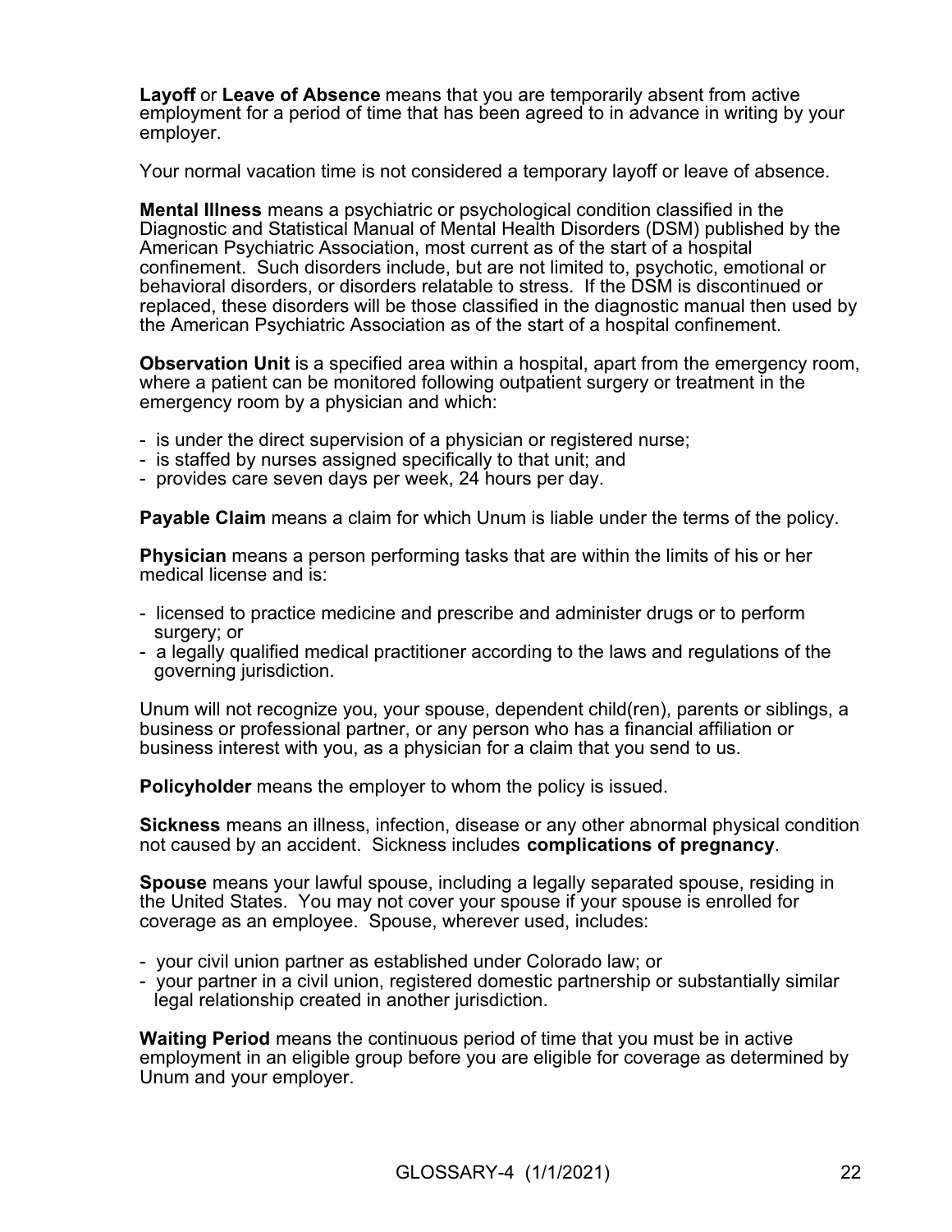**Layoff** or **Leave of Absence** means that you are temporarily absent from active employment for a period of time that has been agreed to in advance in writing by your employer.

Your normal vacation time is not considered a temporary layoff or leave of absence.

**Mental Illness** means a psychiatric or psychological condition classified in the Diagnostic and Statistical Manual of Mental Health Disorders (DSM) published by the American Psychiatric Association, most current as of the start of a hospital confinement. Such disorders include, but are not limited to, psychotic, emotional or behavioral disorders, or disorders relatable to stress. If the DSM is discontinued or replaced, these disorders will be those classified in the diagnostic manual then used by the American Psychiatric Association as of the start of a hospital confinement.

**Observation Unit** is a specified area within a hospital, apart from the emergency room, where a patient can be monitored following outpatient surgery or treatment in the emergency room by a physician and which:

- is under the direct supervision of a physician or registered nurse;
- is staffed by nurses assigned specifically to that unit; and
- provides care seven days per week, 24 hours per day.

**Payable Claim** means a claim for which Unum is liable under the terms of the policy.

**Physician** means a person performing tasks that are within the limits of his or her medical license and is:

- licensed to practice medicine and prescribe and administer drugs or to perform surgery; or
- a legally qualified medical practitioner according to the laws and regulations of the governing jurisdiction.

Unum will not recognize you, your spouse, dependent child(ren), parents or siblings, a business or professional partner, or any person who has a financial affiliation or business interest with you, as a physician for a claim that you send to us.

**Policyholder** means the employer to whom the policy is issued.

**Sickness** means an illness, infection, disease or any other abnormal physical condition not caused by an accident. Sickness includes **complications of pregnancy**.

**Spouse** means your lawful spouse, including a legally separated spouse, residing in the United States. You may not cover your spouse if your spouse is enrolled for coverage as an employee. Spouse, wherever used, includes:

- your civil union partner as established under Colorado law; or
- your partner in a civil union, registered domestic partnership or substantially similar legal relationship created in another jurisdiction.

**Waiting Period** means the continuous period of time that you must be in active employment in an eligible group before you are eligible for coverage as determined by Unum and your employer.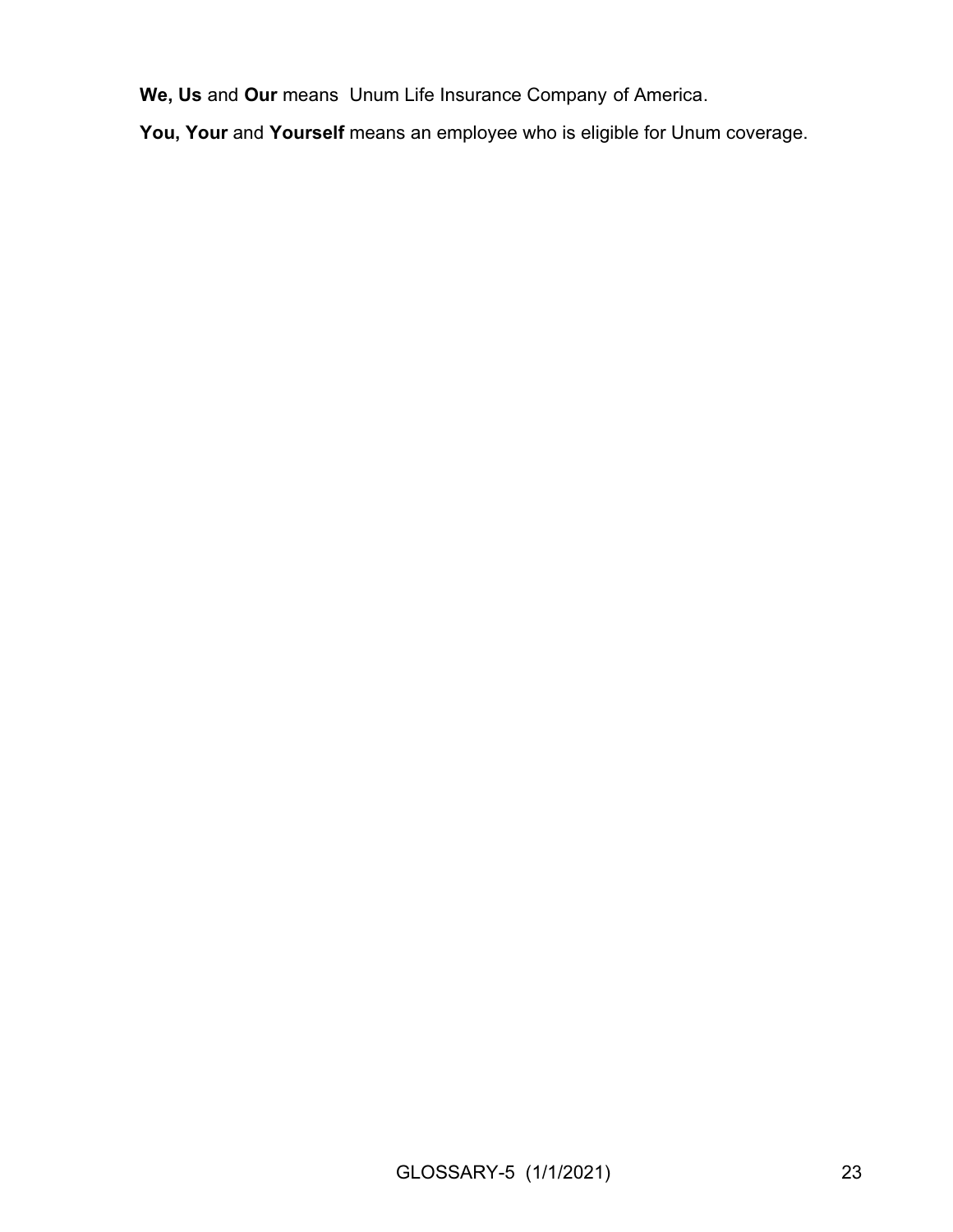**We, Us** and **Our** means Unum Life Insurance Company of America.

**You, Your** and **Yourself** means an employee who is eligible for Unum coverage.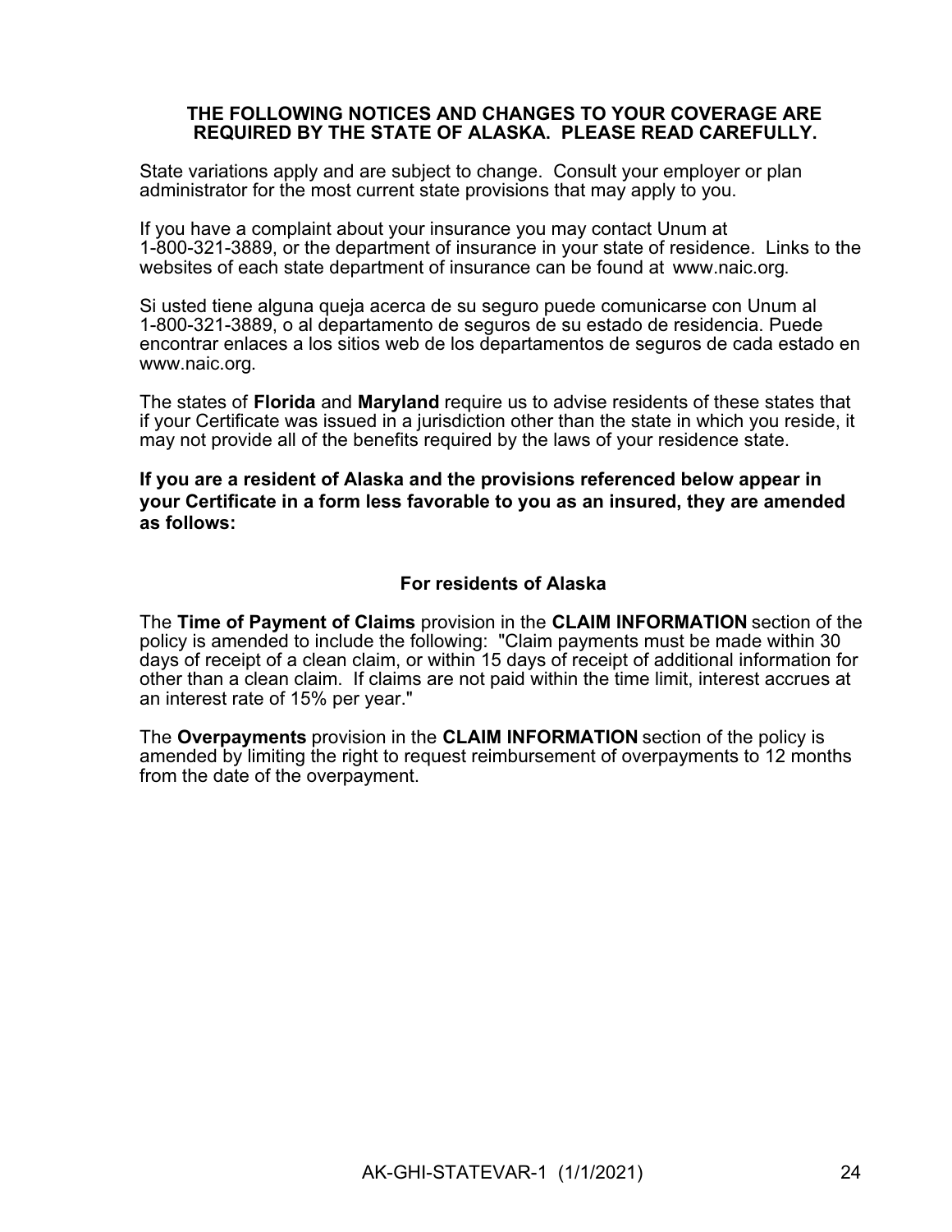**THE FOLLOWING NOTICES AND CHANGES TO YOUR COVERAGE ARE REQUIRED BY THE STATE OF ALASKA. PLEASE READ CAREFULLY.**

State variations apply and are subject to change. Consult your employer or plan administrator for the most current state provisions that may apply to you.

If you have a complaint about your insurance you may contact Unum at 1-800-321-3889, or the department of insurance in your state of residence. Links to the websites of each state department of insurance can be found at www.naic.org.

Si usted tiene alguna queja acerca de su seguro puede comunicarse con Unum al 1-800-321-3889, o al departamento de seguros de su estado de residencia. Puede encontrar enlaces a los sitios web de los departamentos de seguros de cada estado en www.naic.org.

The states of **Florida** and **Maryland** require us to advise residents of these states that if your Certificate was issued in a jurisdiction other than the state in which you reside, it may not provide all of the benefits required by the laws of your residence state.

**If you are a resident of Alaska and the provisions referenced below appear in your Certificate in a form less favorable to you as an insured, they are amended as follows:**

**For residents of Alaska**

The **Time of Payment of Claims** provision in the **CLAIM INFORMATION** section of the policy is amended to include the following: "Claim payments must be made within 30 days of receipt of a clean claim, or within 15 days of receipt of additional information for other than a clean claim. If claims are not paid within the time limit, interest accrues at an interest rate of 15% per year."

The **Overpayments** provision in the **CLAIM INFORMATION** section of the policy is amended by limiting the right to request reimbursement of overpayments to 12 months from the date of the overpayment.

AK-GHI-STATEVAR-1 (1/1/2021)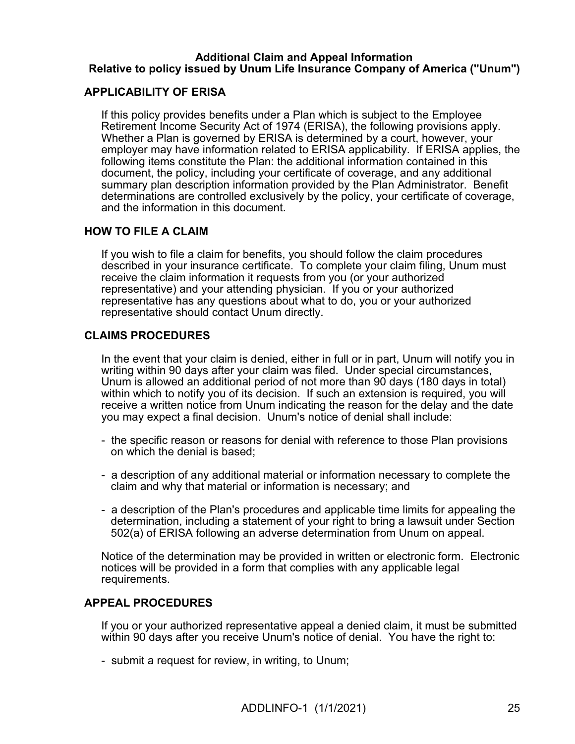**Additional Claim and Appeal Information**
**Relative to policy issued by Unum Life Insurance Company of America ("Unum")**

## APPLICABILITY OF ERISA

If this policy provides benefits under a Plan which is subject to the Employee Retirement Income Security Act of 1974 (ERISA), the following provisions apply. Whether a Plan is governed by ERISA is determined by a court, however, your employer may have information related to ERISA applicability. If ERISA applies, the following items constitute the Plan: the additional information contained in this document, the policy, including your certificate of coverage, and any additional summary plan description information provided by the Plan Administrator. Benefit determinations are controlled exclusively by the policy, your certificate of coverage, and the information in this document.

## HOW TO FILE A CLAIM

If you wish to file a claim for benefits, you should follow the claim procedures described in your insurance certificate. To complete your claim filing, Unum must receive the claim information it requests from you (or your authorized representative) and your attending physician. If you or your authorized representative has any questions about what to do, you or your authorized representative should contact Unum directly.

## CLAIMS PROCEDURES

In the event that your claim is denied, either in full or in part, Unum will notify you in writing within 90 days after your claim was filed. Under special circumstances, Unum is allowed an additional period of not more than 90 days (180 days in total) within which to notify you of its decision. If such an extension is required, you will receive a written notice from Unum indicating the reason for the delay and the date you may expect a final decision. Unum's notice of denial shall include:

- the specific reason or reasons for denial with reference to those Plan provisions on which the denial is based;
- a description of any additional material or information necessary to complete the claim and why that material or information is necessary; and
- a description of the Plan's procedures and applicable time limits for appealing the determination, including a statement of your right to bring a lawsuit under Section 502(a) of ERISA following an adverse determination from Unum on appeal.

Notice of the determination may be provided in written or electronic form. Electronic notices will be provided in a form that complies with any applicable legal requirements.

## APPEAL PROCEDURES

If you or your authorized representative appeal a denied claim, it must be submitted within 90 days after you receive Unum's notice of denial. You have the right to:

- submit a request for review, in writing, to Unum;

ADDLINFO-1 (1/1/2021)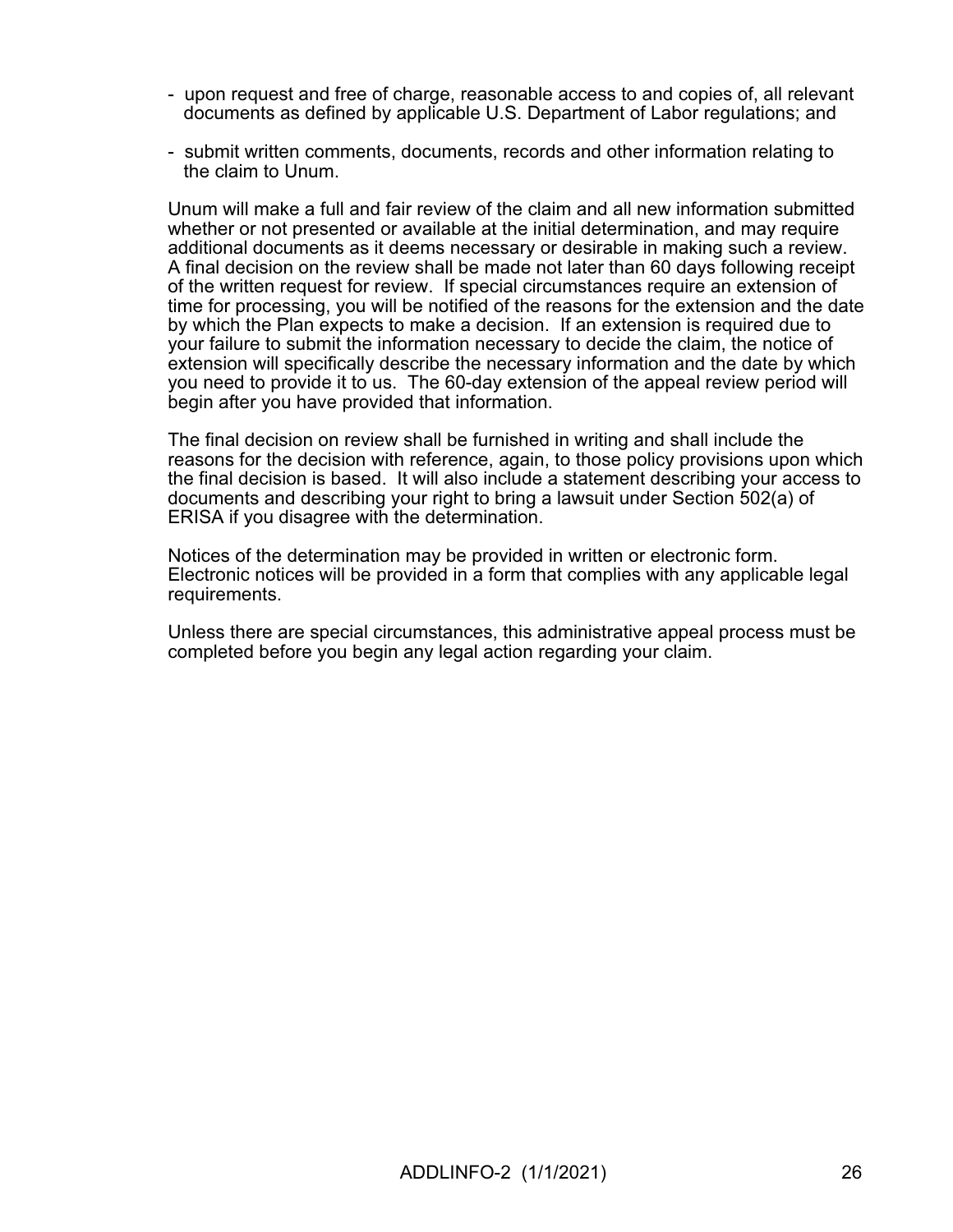- upon request and free of charge, reasonable access to and copies of, all relevant documents as defined by applicable U.S. Department of Labor regulations; and

- submit written comments, documents, records and other information relating to the claim to Unum.

Unum will make a full and fair review of the claim and all new information submitted whether or not presented or available at the initial determination, and may require additional documents as it deems necessary or desirable in making such a review. A final decision on the review shall be made not later than 60 days following receipt of the written request for review. If special circumstances require an extension of time for processing, you will be notified of the reasons for the extension and the date by which the Plan expects to make a decision. If an extension is required due to your failure to submit the information necessary to decide the claim, the notice of extension will specifically describe the necessary information and the date by which you need to provide it to us. The 60-day extension of the appeal review period will begin after you have provided that information.

The final decision on review shall be furnished in writing and shall include the reasons for the decision with reference, again, to those policy provisions upon which the final decision is based. It will also include a statement describing your access to documents and describing your right to bring a lawsuit under Section 502(a) of ERISA if you disagree with the determination.

Notices of the determination may be provided in written or electronic form. Electronic notices will be provided in a form that complies with any applicable legal requirements.

Unless there are special circumstances, this administrative appeal process must be completed before you begin any legal action regarding your claim.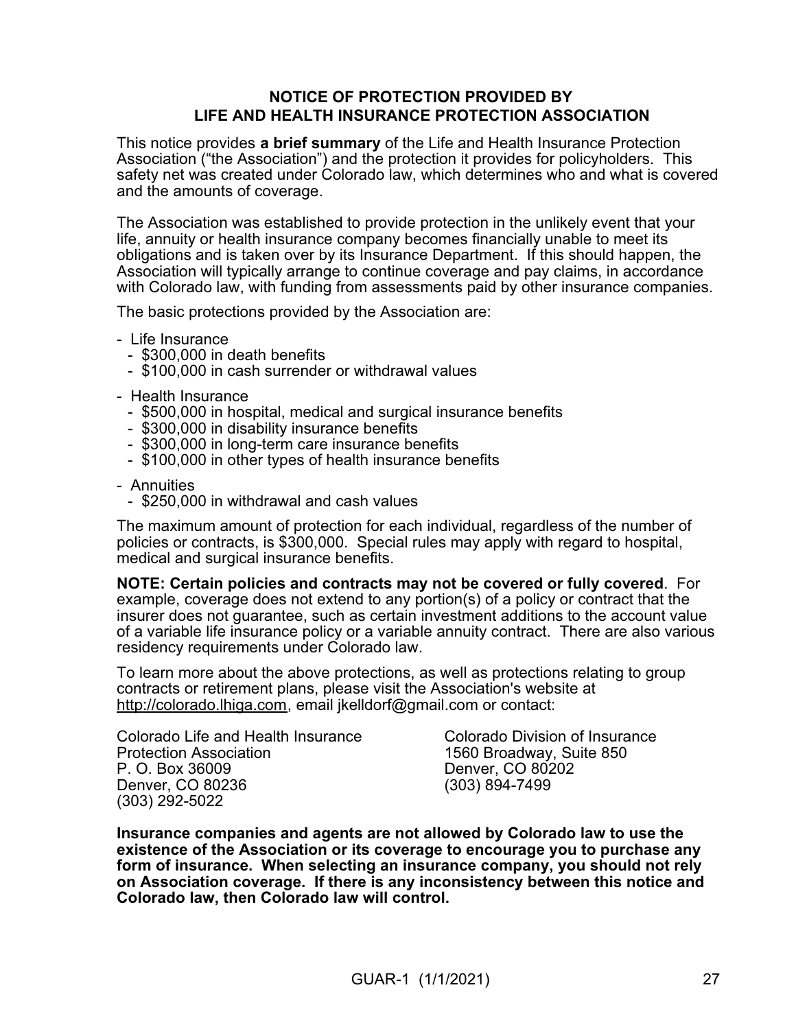## NOTICE OF PROTECTION PROVIDED BY LIFE AND HEALTH INSURANCE PROTECTION ASSOCIATION

This notice provides **a brief summary** of the Life and Health Insurance Protection Association ("the Association") and the protection it provides for policyholders. This safety net was created under Colorado law, which determines who and what is covered and the amounts of coverage.

The Association was established to provide protection in the unlikely event that your life, annuity or health insurance company becomes financially unable to meet its obligations and is taken over by its Insurance Department. If this should happen, the Association will typically arrange to continue coverage and pay claims, in accordance with Colorado law, with funding from assessments paid by other insurance companies.

The basic protections provided by the Association are:

- Life Insurance
  - $300,000 in death benefits
  - $100,000 in cash surrender or withdrawal values
- Health Insurance
  - $500,000 in hospital, medical and surgical insurance benefits
  - $300,000 in disability insurance benefits
  - $300,000 in long-term care insurance benefits
  - $100,000 in other types of health insurance benefits
- Annuities
  - $250,000 in withdrawal and cash values

The maximum amount of protection for each individual, regardless of the number of policies or contracts, is $300,000. Special rules may apply with regard to hospital, medical and surgical insurance benefits.

**NOTE: Certain policies and contracts may not be covered or fully covered**. For example, coverage does not extend to any portion(s) of a policy or contract that the insurer does not guarantee, such as certain investment additions to the account value of a variable life insurance policy or a variable annuity contract. There are also various residency requirements under Colorado law.

To learn more about the above protections, as well as protections relating to group contracts or retirement plans, please visit the Association's website at http://colorado.lhiga.com, email jkelldorf@gmail.com or contact:

Colorado Life and Health Insurance Protection Association
P. O. Box 36009
Denver, CO 80236
(303) 292-5022

Colorado Division of Insurance
1560 Broadway, Suite 850
Denver, CO 80202
(303) 894-7499

**Insurance companies and agents are not allowed by Colorado law to use the existence of the Association or its coverage to encourage you to purchase any form of insurance. When selecting an insurance company, you should not rely on Association coverage. If there is any inconsistency between this notice and Colorado law, then Colorado law will control.**

GUAR-1 (1/1/2021)